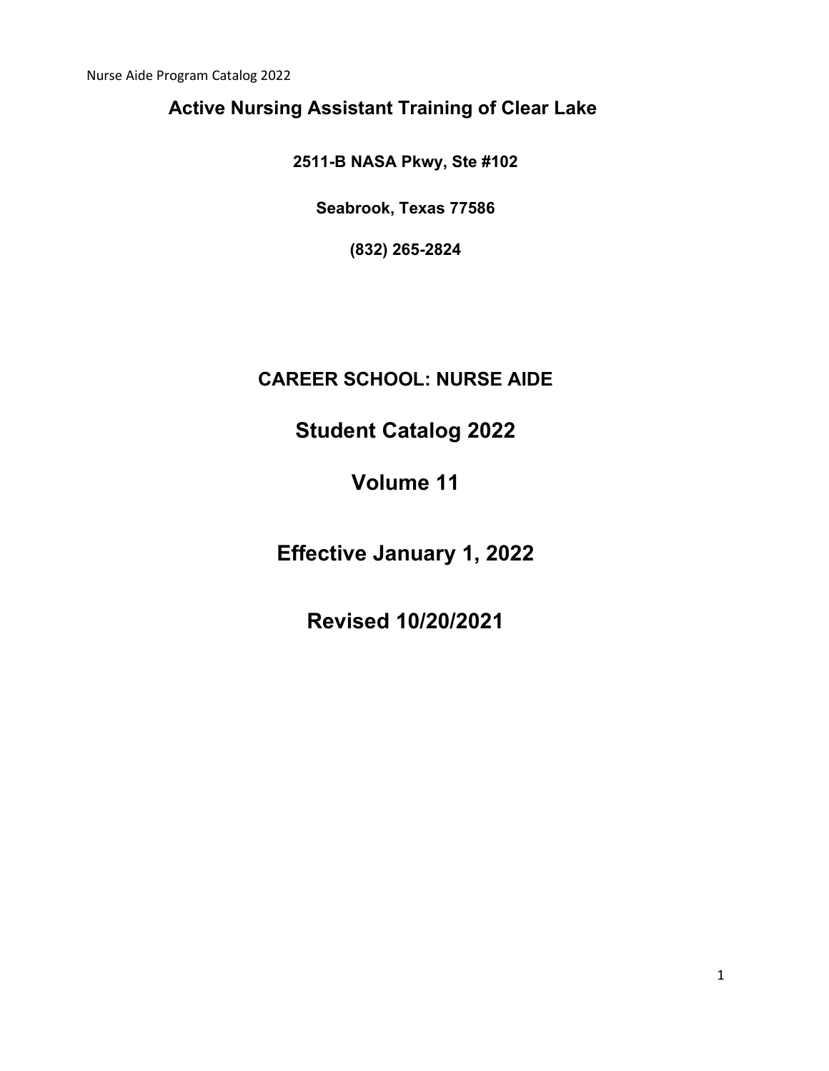# Active Nursing Assistant Training of Clear Lake

**2511-B NASA Pkwy, Ste #102**

**Seabrook, Texas 77586**

**(832) 265-2824**

## CAREER SCHOOL: NURSE AIDE

# Student Catalog 2022

# Volume 11

# Effective January 1, 2022

# Revised 10/20/2021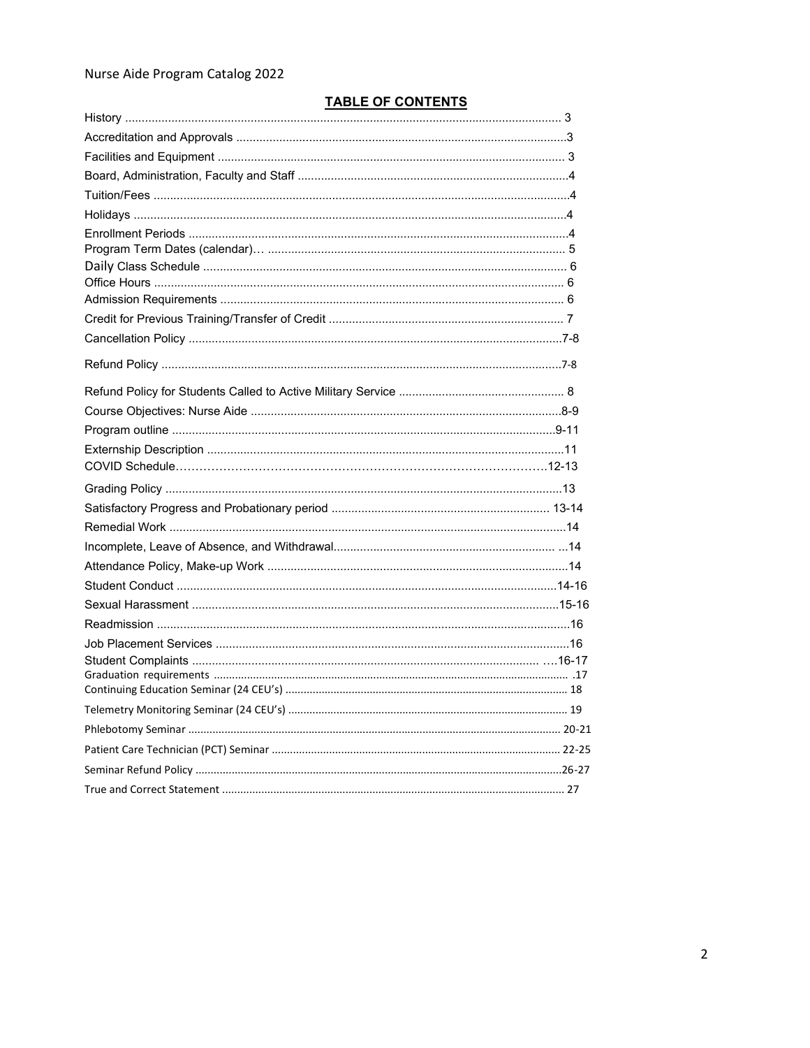## TABLE OF CONTENTS

| | |
|---|---|
| History | 3 |
| Accreditation and Approvals | 3 |
| Facilities and Equipment | 3 |
| Board, Administration, Faculty and Staff | 4 |
| Tuition/Fees | 4 |
| Holidays | 4 |
| Enrollment Periods | 4 |
| Program Term Dates (calendar)… | 5 |
| Daily Class Schedule | 6 |
| Office Hours | 6 |
| Admission Requirements | 6 |
| Credit for Previous Training/Transfer of Credit | 7 |
| Cancellation Policy | 7-8 |
| Refund Policy | 7-8 |
| Refund Policy for Students Called to Active Military Service | 8 |
| Course Objectives: Nurse Aide | 8-9 |
| Program outline | 9-11 |
| Externship Description | 11 |
| COVID Schedule | 12-13 |
| Grading Policy | 13 |
| Satisfactory Progress and Probationary period | 13-14 |
| Remedial Work | 14 |
| Incomplete, Leave of Absence, and Withdrawal | 14 |
| Attendance Policy, Make-up Work | 14 |
| Student Conduct | 14-16 |
| Sexual Harassment | 15-16 |
| Readmission | 16 |
| Job Placement Services | 16 |
| Student Complaints | 16-17 |
| Graduation requirements | 17 |
| Continuing Education Seminar (24 CEU's) | 18 |
| Telemetry Monitoring Seminar (24 CEU's) | 19 |
| Phlebotomy Seminar | 20-21 |
| Patient Care Technician (PCT) Seminar | 22-25 |
| Seminar Refund Policy | 26-27 |
| True and Correct Statement | 27 |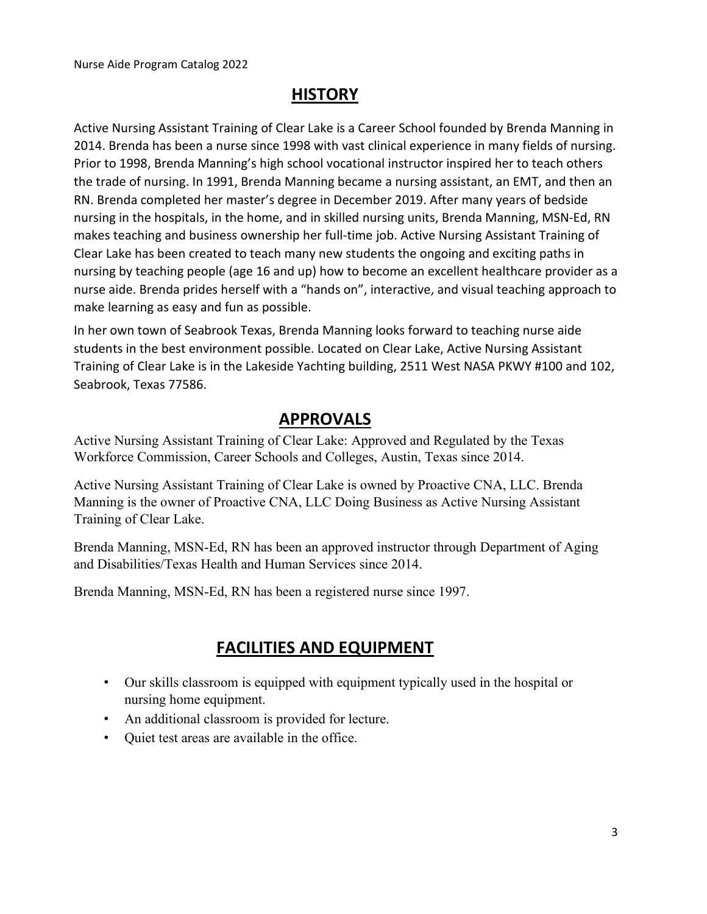## HISTORY

Active Nursing Assistant Training of Clear Lake is a Career School founded by Brenda Manning in 2014. Brenda has been a nurse since 1998 with vast clinical experience in many fields of nursing. Prior to 1998, Brenda Manning's high school vocational instructor inspired her to teach others the trade of nursing. In 1991, Brenda Manning became a nursing assistant, an EMT, and then an RN. Brenda completed her master's degree in December 2019. After many years of bedside nursing in the hospitals, in the home, and in skilled nursing units, Brenda Manning, MSN-Ed, RN makes teaching and business ownership her full-time job. Active Nursing Assistant Training of Clear Lake has been created to teach many new students the ongoing and exciting paths in nursing by teaching people (age 16 and up) how to become an excellent healthcare provider as a nurse aide. Brenda prides herself with a "hands on", interactive, and visual teaching approach to make learning as easy and fun as possible.

In her own town of Seabrook Texas, Brenda Manning looks forward to teaching nurse aide students in the best environment possible. Located on Clear Lake, Active Nursing Assistant Training of Clear Lake is in the Lakeside Yachting building, 2511 West NASA PKWY #100 and 102, Seabrook, Texas 77586.

## APPROVALS

Active Nursing Assistant Training of Clear Lake: Approved and Regulated by the Texas Workforce Commission, Career Schools and Colleges, Austin, Texas since 2014.

Active Nursing Assistant Training of Clear Lake is owned by Proactive CNA, LLC. Brenda Manning is the owner of Proactive CNA, LLC Doing Business as Active Nursing Assistant Training of Clear Lake.

Brenda Manning, MSN-Ed, RN has been an approved instructor through Department of Aging and Disabilities/Texas Health and Human Services since 2014.

Brenda Manning, MSN-Ed, RN has been a registered nurse since 1997.

## FACILITIES AND EQUIPMENT

- Our skills classroom is equipped with equipment typically used in the hospital or nursing home equipment.
- An additional classroom is provided for lecture.
- Quiet test areas are available in the office.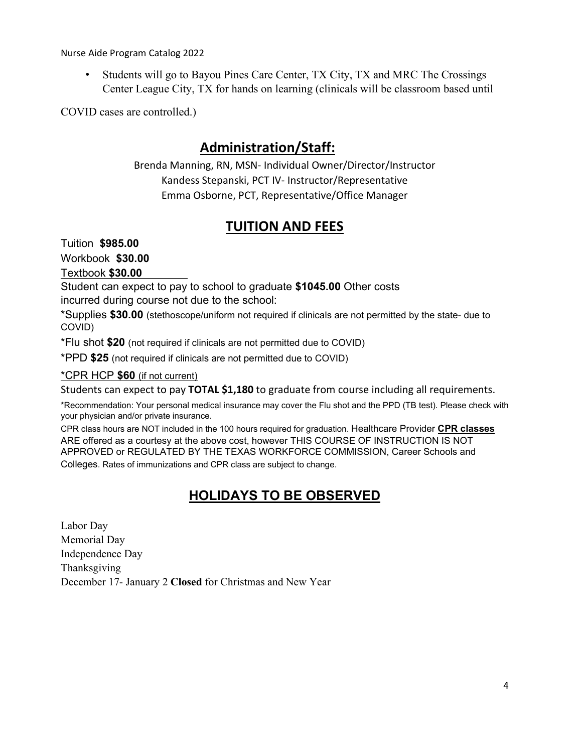- Students will go to Bayou Pines Care Center, TX City, TX and MRC The Crossings Center League City, TX for hands on learning (clinicals will be classroom based until COVID cases are controlled.)

## Administration/Staff:

Brenda Manning, RN, MSN- Individual Owner/Director/Instructor
Kandess Stepanski, PCT IV- Instructor/Representative
Emma Osborne, PCT, Representative/Office Manager

## TUITION AND FEES

Tuition **$985.00**
Workbook **$30.00**
Textbook **$30.00**

Student can expect to pay to school to graduate **$1045.00** Other costs incurred during course not due to the school:

*Supplies **$30.00** (stethoscope/uniform not required if clinicals are not permitted by the state- due to COVID)

*Flu shot **$20** (not required if clinicals are not permitted due to COVID)

*PPD **$25** (not required if clinicals are not permitted due to COVID)

*CPR HCP **$60** (if not current)

Students can expect to pay **TOTAL $1,180** to graduate from course including all requirements.

*Recommendation: Your personal medical insurance may cover the Flu shot and the PPD (TB test). Please check with your physician and/or private insurance.

CPR class hours are NOT included in the 100 hours required for graduation. Healthcare Provider **CPR classes** ARE offered as a courtesy at the above cost, however THIS COURSE OF INSTRUCTION IS NOT APPROVED or REGULATED BY THE TEXAS WORKFORCE COMMISSION, Career Schools and Colleges. Rates of immunizations and CPR class are subject to change.

## HOLIDAYS TO BE OBSERVED

Labor Day
Memorial Day
Independence Day
Thanksgiving
December 17- January 2 **Closed** for Christmas and New Year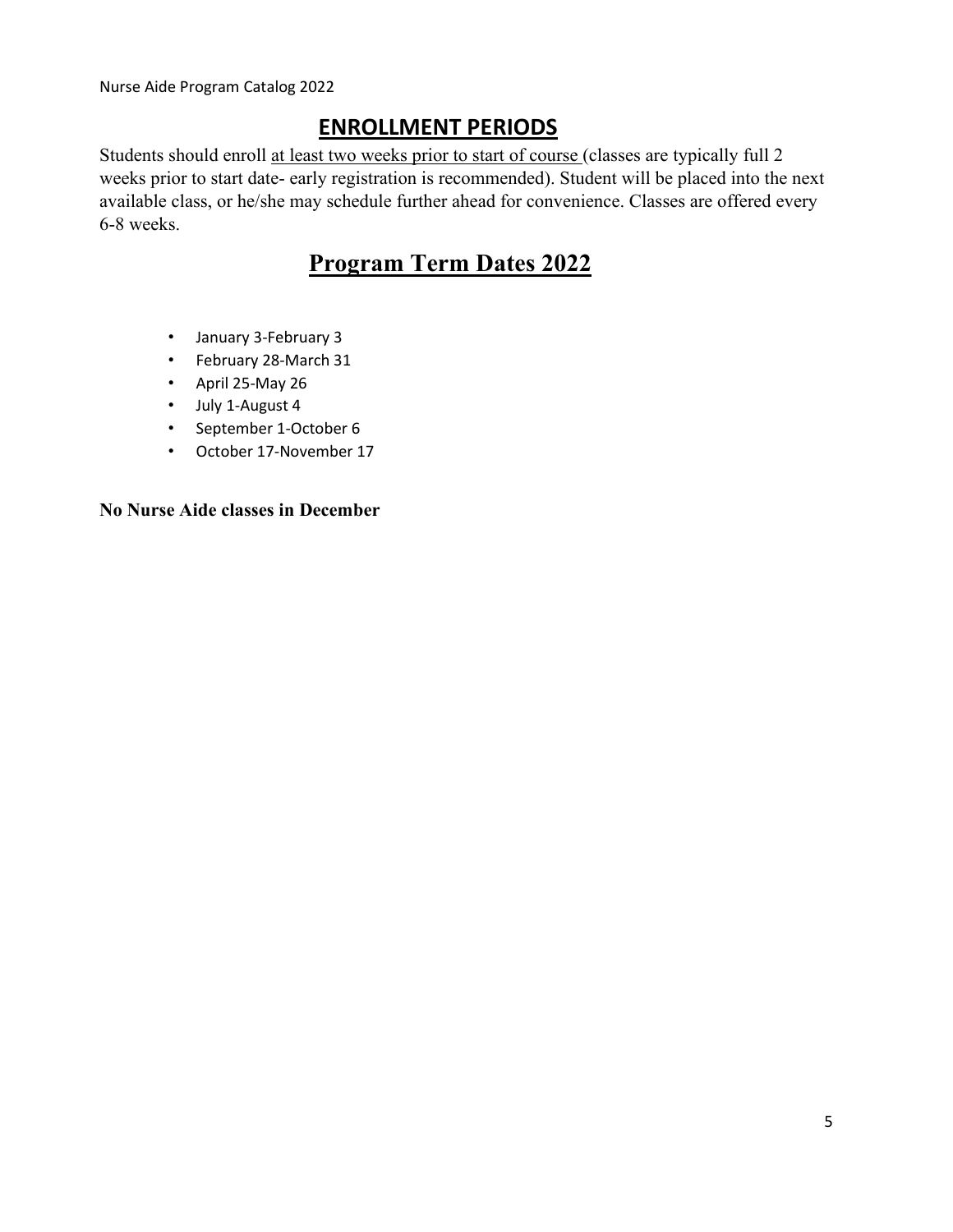## ENROLLMENT PERIODS

Students should enroll <u>at least two weeks prior to start of course</u> (classes are typically full 2 weeks prior to start date- early registration is recommended). Student will be placed into the next available class, or he/she may schedule further ahead for convenience. Classes are offered every 6-8 weeks.

## Program Term Dates 2022

- January 3-February 3
- February 28-March 31
- April 25-May 26
- July 1-August 4
- September 1-October 6
- October 17-November 17

**No Nurse Aide classes in December**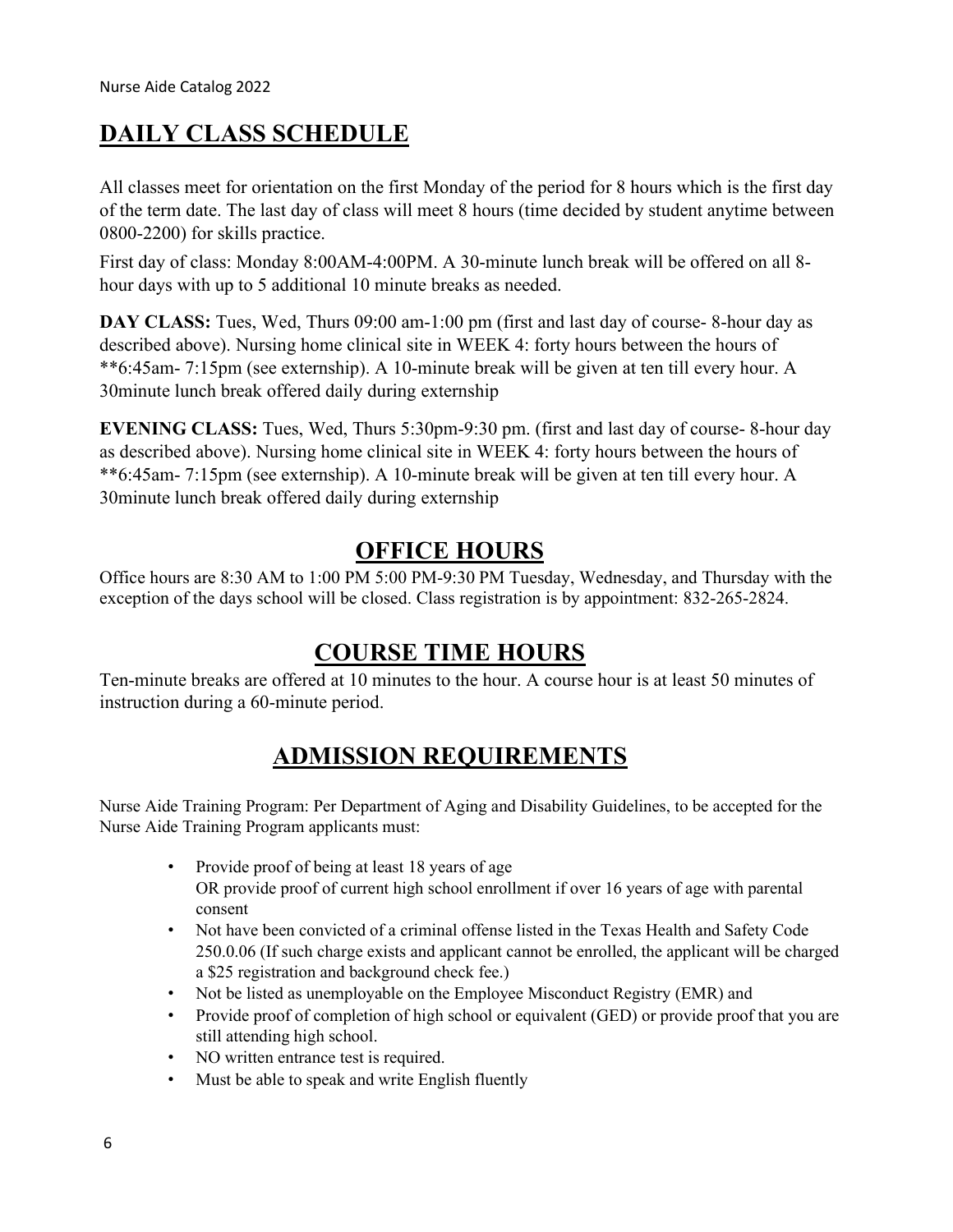## DAILY CLASS SCHEDULE

All classes meet for orientation on the first Monday of the period for 8 hours which is the first day of the term date. The last day of class will meet 8 hours (time decided by student anytime between 0800-2200) for skills practice.

First day of class: Monday 8:00AM-4:00PM. A 30-minute lunch break will be offered on all 8-hour days with up to 5 additional 10 minute breaks as needed.

**DAY CLASS:** Tues, Wed, Thurs 09:00 am-1:00 pm (first and last day of course- 8-hour day as described above). Nursing home clinical site in WEEK 4: forty hours between the hours of **6:45am- 7:15pm (see externship). A 10-minute break will be given at ten till every hour. A 30minute lunch break offered daily during externship

**EVENING CLASS:** Tues, Wed, Thurs 5:30pm-9:30 pm. (first and last day of course- 8-hour day as described above). Nursing home clinical site in WEEK 4: forty hours between the hours of **6:45am- 7:15pm (see externship). A 10-minute break will be given at ten till every hour. A 30minute lunch break offered daily during externship

## OFFICE HOURS

Office hours are 8:30 AM to 1:00 PM 5:00 PM-9:30 PM Tuesday, Wednesday, and Thursday with the exception of the days school will be closed. Class registration is by appointment: 832-265-2824.

## COURSE TIME HOURS

Ten-minute breaks are offered at 10 minutes to the hour. A course hour is at least 50 minutes of instruction during a 60-minute period.

## ADMISSION REQUIREMENTS

Nurse Aide Training Program: Per Department of Aging and Disability Guidelines, to be accepted for the Nurse Aide Training Program applicants must:

- Provide proof of being at least 18 years of age
  OR provide proof of current high school enrollment if over 16 years of age with parental consent
- Not have been convicted of a criminal offense listed in the Texas Health and Safety Code 250.0.06 (If such charge exists and applicant cannot be enrolled, the applicant will be charged a $25 registration and background check fee.)
- Not be listed as unemployable on the Employee Misconduct Registry (EMR) and
- Provide proof of completion of high school or equivalent (GED) or provide proof that you are still attending high school.
- NO written entrance test is required.
- Must be able to speak and write English fluently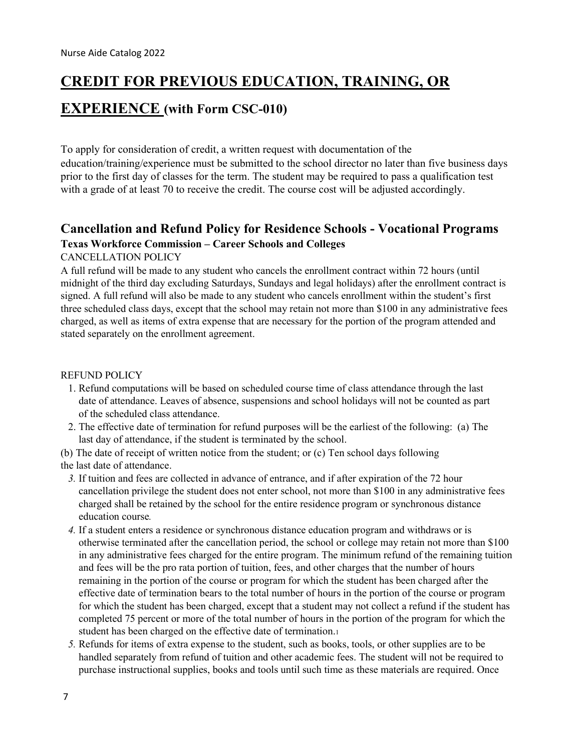# CREDIT FOR PREVIOUS EDUCATION, TRAINING, OR EXPERIENCE (with Form CSC-010)

To apply for consideration of credit, a written request with documentation of the education/training/experience must be submitted to the school director no later than five business days prior to the first day of classes for the term. The student may be required to pass a qualification test with a grade of at least 70 to receive the credit. The course cost will be adjusted accordingly.

## Cancellation and Refund Policy for Residence Schools - Vocational Programs

**Texas Workforce Commission – Career Schools and Colleges**

CANCELLATION POLICY

A full refund will be made to any student who cancels the enrollment contract within 72 hours (until midnight of the third day excluding Saturdays, Sundays and legal holidays) after the enrollment contract is signed. A full refund will also be made to any student who cancels enrollment within the student's first three scheduled class days, except that the school may retain not more than $100 in any administrative fees charged, as well as items of extra expense that are necessary for the portion of the program attended and stated separately on the enrollment agreement.

REFUND POLICY

1. Refund computations will be based on scheduled course time of class attendance through the last date of attendance. Leaves of absence, suspensions and school holidays will not be counted as part of the scheduled class attendance.
2. The effective date of termination for refund purposes will be the earliest of the following: (a) The last day of attendance, if the student is terminated by the school.

(b) The date of receipt of written notice from the student; or (c) Ten school days following the last date of attendance.

3. If tuition and fees are collected in advance of entrance, and if after expiration of the 72 hour cancellation privilege the student does not enter school, not more than $100 in any administrative fees charged shall be retained by the school for the entire residence program or synchronous distance education course.
4. If a student enters a residence or synchronous distance education program and withdraws or is otherwise terminated after the cancellation period, the school or college may retain not more than $100 in any administrative fees charged for the entire program. The minimum refund of the remaining tuition and fees will be the pro rata portion of tuition, fees, and other charges that the number of hours remaining in the portion of the course or program for which the student has been charged after the effective date of termination bears to the total number of hours in the portion of the course or program for which the student has been charged, except that a student may not collect a refund if the student has completed 75 percent or more of the total number of hours in the portion of the program for which the student has been charged on the effective date of termination.[1]
5. Refunds for items of extra expense to the student, such as books, tools, or other supplies are to be handled separately from refund of tuition and other academic fees. The student will not be required to purchase instructional supplies, books and tools until such time as these materials are required. Once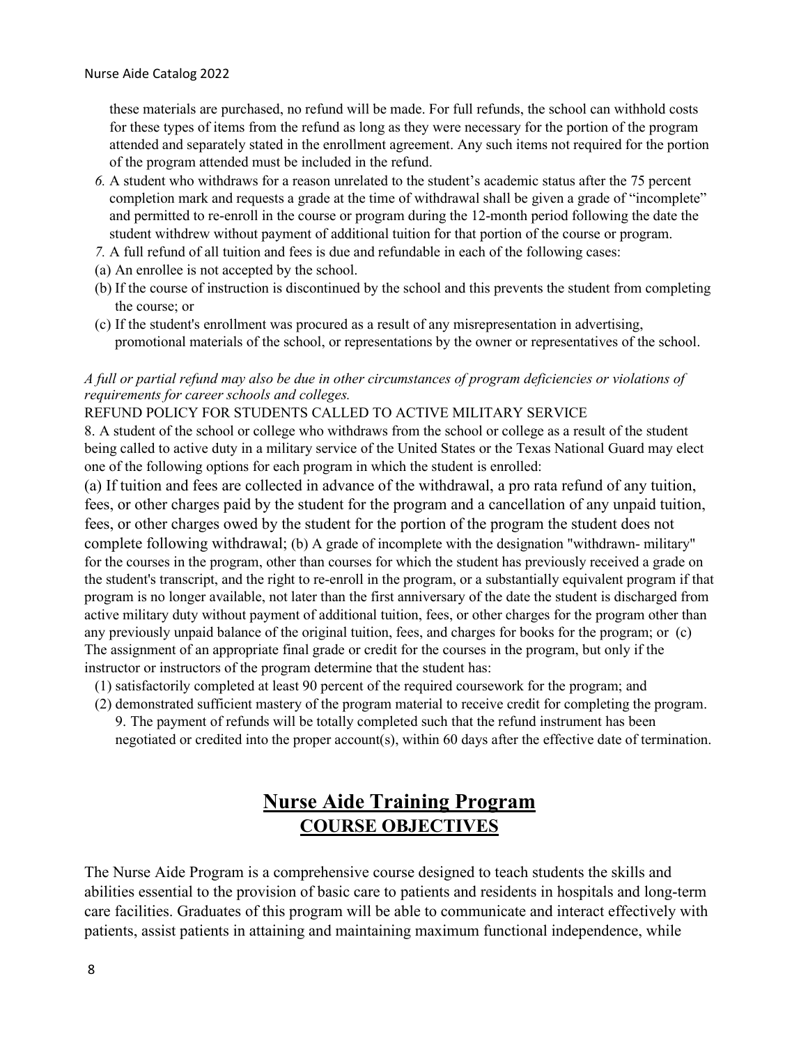these materials are purchased, no refund will be made. For full refunds, the school can withhold costs for these types of items from the refund as long as they were necessary for the portion of the program attended and separately stated in the enrollment agreement. Any such items not required for the portion of the program attended must be included in the refund.

6. A student who withdraws for a reason unrelated to the student's academic status after the 75 percent completion mark and requests a grade at the time of withdrawal shall be given a grade of "incomplete" and permitted to re-enroll in the course or program during the 12-month period following the date the student withdrew without payment of additional tuition for that portion of the course or program.
7. A full refund of all tuition and fees is due and refundable in each of the following cases:

(a) An enrollee is not accepted by the school.
(b) If the course of instruction is discontinued by the school and this prevents the student from completing the course; or
(c) If the student's enrollment was procured as a result of any misrepresentation in advertising, promotional materials of the school, or representations by the owner or representatives of the school.

*A full or partial refund may also be due in other circumstances of program deficiencies or violations of requirements for career schools and colleges.*

REFUND POLICY FOR STUDENTS CALLED TO ACTIVE MILITARY SERVICE

8. A student of the school or college who withdraws from the school or college as a result of the student being called to active duty in a military service of the United States or the Texas National Guard may elect one of the following options for each program in which the student is enrolled:

(a) If tuition and fees are collected in advance of the withdrawal, a pro rata refund of any tuition, fees, or other charges paid by the student for the program and a cancellation of any unpaid tuition, fees, or other charges owed by the student for the portion of the program the student does not complete following withdrawal; (b) A grade of incomplete with the designation "withdrawn- military" for the courses in the program, other than courses for which the student has previously received a grade on the student's transcript, and the right to re-enroll in the program, or a substantially equivalent program if that program is no longer available, not later than the first anniversary of the date the student is discharged from active military duty without payment of additional tuition, fees, or other charges for the program other than any previously unpaid balance of the original tuition, fees, and charges for books for the program; or (c) The assignment of an appropriate final grade or credit for the courses in the program, but only if the instructor or instructors of the program determine that the student has:

(1) satisfactorily completed at least 90 percent of the required coursework for the program; and
(2) demonstrated sufficient mastery of the program material to receive credit for completing the program.

9. The payment of refunds will be totally completed such that the refund instrument has been negotiated or credited into the proper account(s), within 60 days after the effective date of termination.

# Nurse Aide Training Program

## COURSE OBJECTIVES

The Nurse Aide Program is a comprehensive course designed to teach students the skills and abilities essential to the provision of basic care to patients and residents in hospitals and long-term care facilities. Graduates of this program will be able to communicate and interact effectively with patients, assist patients in attaining and maintaining maximum functional independence, while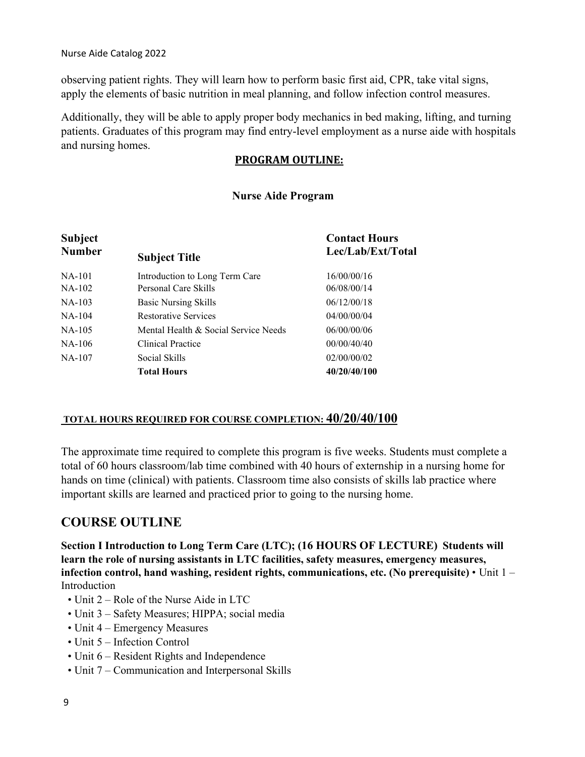observing patient rights. They will learn how to perform basic first aid, CPR, take vital signs, apply the elements of basic nutrition in meal planning, and follow infection control measures.

Additionally, they will be able to apply proper body mechanics in bed making, lifting, and turning patients. Graduates of this program may find entry-level employment as a nurse aide with hospitals and nursing homes.

## PROGRAM OUTLINE:

### Nurse Aide Program

| Subject Number | Subject Title | Contact Hours Lec/Lab/Ext/Total |
|---|---|---|
| NA-101 | Introduction to Long Term Care | 16/00/00/16 |
| NA-102 | Personal Care Skills | 06/08/00/14 |
| NA-103 | Basic Nursing Skills | 06/12/00/18 |
| NA-104 | Restorative Services | 04/00/00/04 |
| NA-105 | Mental Health & Social Service Needs | 06/00/00/06 |
| NA-106 | Clinical Practice | 00/00/40/40 |
| NA-107 | Social Skills | 02/00/00/02 |
| | **Total Hours** | **40/20/40/100** |

**TOTAL HOURS REQUIRED FOR COURSE COMPLETION: 40/20/40/100**

The approximate time required to complete this program is five weeks. Students must complete a total of 60 hours classroom/lab time combined with 40 hours of externship in a nursing home for hands on time (clinical) with patients. Classroom time also consists of skills lab practice where important skills are learned and practiced prior to going to the nursing home.

## COURSE OUTLINE

**Section I Introduction to Long Term Care (LTC); (16 HOURS OF LECTURE) Students will learn the role of nursing assistants in LTC facilities, safety measures, emergency measures, infection control, hand washing, resident rights, communications, etc. (No prerequisite)** • Unit 1 – Introduction

- Unit 2 – Role of the Nurse Aide in LTC
- Unit 3 – Safety Measures; HIPPA; social media
- Unit 4 – Emergency Measures
- Unit 5 – Infection Control
- Unit 6 – Resident Rights and Independence
- Unit 7 – Communication and Interpersonal Skills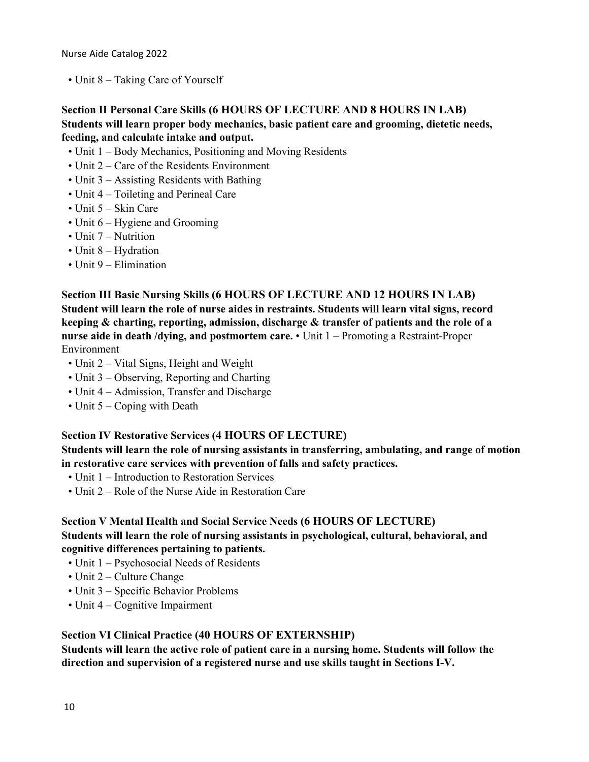- Unit 8 – Taking Care of Yourself

**Section II Personal Care Skills (6 HOURS OF LECTURE AND 8 HOURS IN LAB)**
**Students will learn proper body mechanics, basic patient care and grooming, dietetic needs, feeding, and calculate intake and output.**

- Unit 1 – Body Mechanics, Positioning and Moving Residents
- Unit 2 – Care of the Residents Environment
- Unit 3 – Assisting Residents with Bathing
- Unit 4 – Toileting and Perineal Care
- Unit 5 – Skin Care
- Unit 6 – Hygiene and Grooming
- Unit 7 – Nutrition
- Unit 8 – Hydration
- Unit 9 – Elimination

**Section III Basic Nursing Skills (6 HOURS OF LECTURE AND 12 HOURS IN LAB)**
**Student will learn the role of nurse aides in restraints. Students will learn vital signs, record keeping & charting, reporting, admission, discharge & transfer of patients and the role of a nurse aide in death /dying, and postmortem care.**

- Unit 1 – Promoting a Restraint-Proper Environment
- Unit 2 – Vital Signs, Height and Weight
- Unit 3 – Observing, Reporting and Charting
- Unit 4 – Admission, Transfer and Discharge
- Unit 5 – Coping with Death

**Section IV Restorative Services (4 HOURS OF LECTURE)**
**Students will learn the role of nursing assistants in transferring, ambulating, and range of motion in restorative care services with prevention of falls and safety practices.**

- Unit 1 – Introduction to Restoration Services
- Unit 2 – Role of the Nurse Aide in Restoration Care

**Section V Mental Health and Social Service Needs (6 HOURS OF LECTURE)**
**Students will learn the role of nursing assistants in psychological, cultural, behavioral, and cognitive differences pertaining to patients.**

- Unit 1 – Psychosocial Needs of Residents
- Unit 2 – Culture Change
- Unit 3 – Specific Behavior Problems
- Unit 4 – Cognitive Impairment

**Section VI Clinical Practice (40 HOURS OF EXTERNSHIP)**
**Students will learn the active role of patient care in a nursing home. Students will follow the direction and supervision of a registered nurse and use skills taught in Sections I-V.**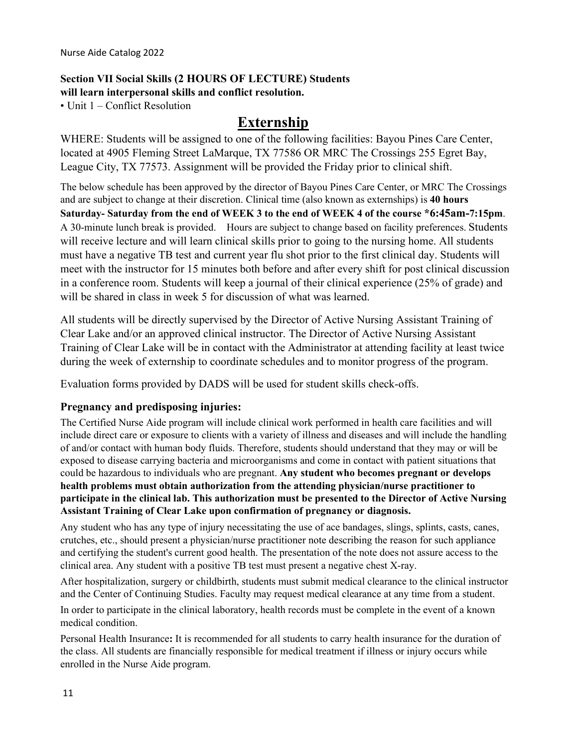**Section VII Social Skills (2 HOURS OF LECTURE) Students will learn interpersonal skills and conflict resolution.**

• Unit 1 – Conflict Resolution

# Externship

WHERE: Students will be assigned to one of the following facilities: Bayou Pines Care Center, located at 4905 Fleming Street LaMarque, TX 77586 OR MRC The Crossings 255 Egret Bay, League City, TX 77573. Assignment will be provided the Friday prior to clinical shift.

The below schedule has been approved by the director of Bayou Pines Care Center, or MRC The Crossings and are subject to change at their discretion. Clinical time (also known as externships) is **40 hours Saturday- Saturday from the end of WEEK 3 to the end of WEEK 4 of the course *6:45am-7:15pm**. A 30-minute lunch break is provided. Hours are subject to change based on facility preferences. Students will receive lecture and will learn clinical skills prior to going to the nursing home. All students must have a negative TB test and current year flu shot prior to the first clinical day. Students will meet with the instructor for 15 minutes both before and after every shift for post clinical discussion in a conference room. Students will keep a journal of their clinical experience (25% of grade) and will be shared in class in week 5 for discussion of what was learned.

All students will be directly supervised by the Director of Active Nursing Assistant Training of Clear Lake and/or an approved clinical instructor. The Director of Active Nursing Assistant Training of Clear Lake will be in contact with the Administrator at attending facility at least twice during the week of externship to coordinate schedules and to monitor progress of the program.

Evaluation forms provided by DADS will be used for student skills check-offs.

### Pregnancy and predisposing injuries:

The Certified Nurse Aide program will include clinical work performed in health care facilities and will include direct care or exposure to clients with a variety of illness and diseases and will include the handling of and/or contact with human body fluids. Therefore, students should understand that they may or will be exposed to disease carrying bacteria and microorganisms and come in contact with patient situations that could be hazardous to individuals who are pregnant. **Any student who becomes pregnant or develops health problems must obtain authorization from the attending physician/nurse practitioner to participate in the clinical lab. This authorization must be presented to the Director of Active Nursing Assistant Training of Clear Lake upon confirmation of pregnancy or diagnosis.**

Any student who has any type of injury necessitating the use of ace bandages, slings, splints, casts, canes, crutches, etc., should present a physician/nurse practitioner note describing the reason for such appliance and certifying the student's current good health. The presentation of the note does not assure access to the clinical area. Any student with a positive TB test must present a negative chest X-ray.

After hospitalization, surgery or childbirth, students must submit medical clearance to the clinical instructor and the Center of Continuing Studies. Faculty may request medical clearance at any time from a student.

In order to participate in the clinical laboratory, health records must be complete in the event of a known medical condition.

Personal Health Insurance**:** It is recommended for all students to carry health insurance for the duration of the class. All students are financially responsible for medical treatment if illness or injury occurs while enrolled in the Nurse Aide program.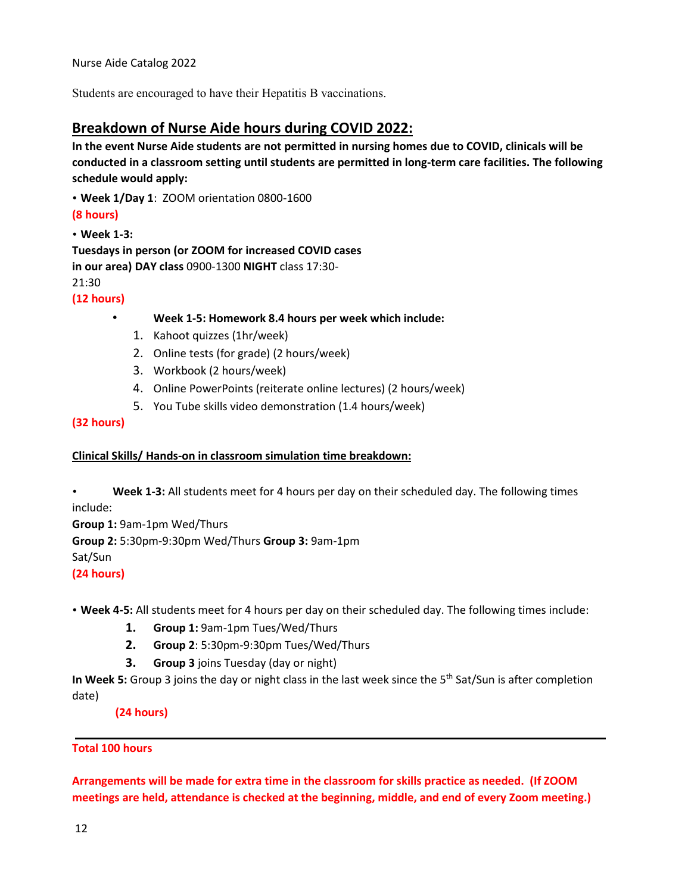Nurse Aide Catalog 2022

Students are encouraged to have their Hepatitis B vaccinations.

## Breakdown of Nurse Aide hours during COVID 2022:

**In the event Nurse Aide students are not permitted in nursing homes due to COVID, clinicals will be conducted in a classroom setting until students are permitted in long-term care facilities. The following schedule would apply:**

• **Week 1/Day 1**: ZOOM orientation 0800-1600

**(8 hours)**

• **Week 1-3:**

**Tuesdays in person (or ZOOM for increased COVID cases in our area) DAY class** 0900-1300 **NIGHT** class 17:30-21:30

**(12 hours)**

- **Week 1-5: Homework 8.4 hours per week which include:**
  1. Kahoot quizzes (1hr/week)
  2. Online tests (for grade) (2 hours/week)
  3. Workbook (2 hours/week)
  4. Online PowerPoints (reiterate online lectures) (2 hours/week)
  5. You Tube skills video demonstration (1.4 hours/week)

**(32 hours)**

**Clinical Skills/ Hands-on in classroom simulation time breakdown:**

• **Week 1-3:** All students meet for 4 hours per day on their scheduled day. The following times include:

**Group 1:** 9am-1pm Wed/Thurs

**Group 2:** 5:30pm-9:30pm Wed/Thurs **Group 3:** 9am-1pm Sat/Sun

**(24 hours)**

• **Week 4-5:** All students meet for 4 hours per day on their scheduled day. The following times include:

1. **Group 1:** 9am-1pm Tues/Wed/Thurs
2. **Group 2**: 5:30pm-9:30pm Tues/Wed/Thurs
3. **Group 3** joins Tuesday (day or night)

**In Week 5:** Group 3 joins the day or night class in the last week since the 5th Sat/Sun is after completion date)

**(24 hours)**

---

**Total 100 hours**

**Arrangements will be made for extra time in the classroom for skills practice as needed. (If ZOOM meetings are held, attendance is checked at the beginning, middle, and end of every Zoom meeting.)**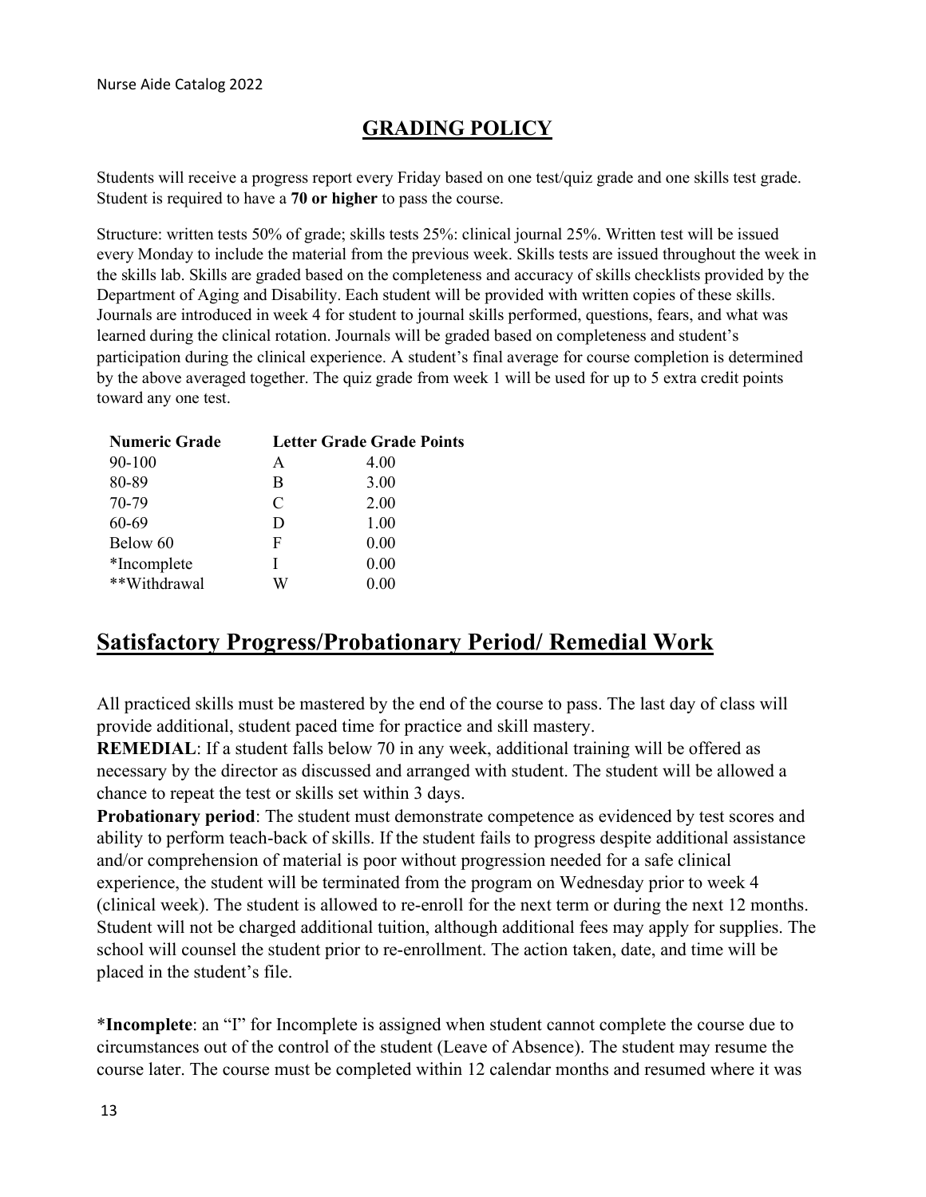## GRADING POLICY

Students will receive a progress report every Friday based on one test/quiz grade and one skills test grade. Student is required to have a **70 or higher** to pass the course.

Structure: written tests 50% of grade; skills tests 25%: clinical journal 25%. Written test will be issued every Monday to include the material from the previous week. Skills tests are issued throughout the week in the skills lab. Skills are graded based on the completeness and accuracy of skills checklists provided by the Department of Aging and Disability. Each student will be provided with written copies of these skills. Journals are introduced in week 4 for student to journal skills performed, questions, fears, and what was learned during the clinical rotation. Journals will be graded based on completeness and student's participation during the clinical experience. A student's final average for course completion is determined by the above averaged together. The quiz grade from week 1 will be used for up to 5 extra credit points toward any one test.

| Numeric Grade | Letter Grade | Grade Points |
|---|---|---|
| 90-100 | A | 4.00 |
| 80-89 | B | 3.00 |
| 70-79 | C | 2.00 |
| 60-69 | D | 1.00 |
| Below 60 | F | 0.00 |
| *Incomplete | I | 0.00 |
| **Withdrawal | W | 0.00 |

## Satisfactory Progress/Probationary Period/ Remedial Work

All practiced skills must be mastered by the end of the course to pass. The last day of class will provide additional, student paced time for practice and skill mastery.

**REMEDIAL**: If a student falls below 70 in any week, additional training will be offered as necessary by the director as discussed and arranged with student. The student will be allowed a chance to repeat the test or skills set within 3 days.

**Probationary period**: The student must demonstrate competence as evidenced by test scores and ability to perform teach-back of skills. If the student fails to progress despite additional assistance and/or comprehension of material is poor without progression needed for a safe clinical experience, the student will be terminated from the program on Wednesday prior to week 4 (clinical week). The student is allowed to re-enroll for the next term or during the next 12 months. Student will not be charged additional tuition, although additional fees may apply for supplies. The school will counsel the student prior to re-enrollment. The action taken, date, and time will be placed in the student's file.

*__Incomplete__: an "I" for Incomplete is assigned when student cannot complete the course due to circumstances out of the control of the student (Leave of Absence). The student may resume the course later. The course must be completed within 12 calendar months and resumed where it was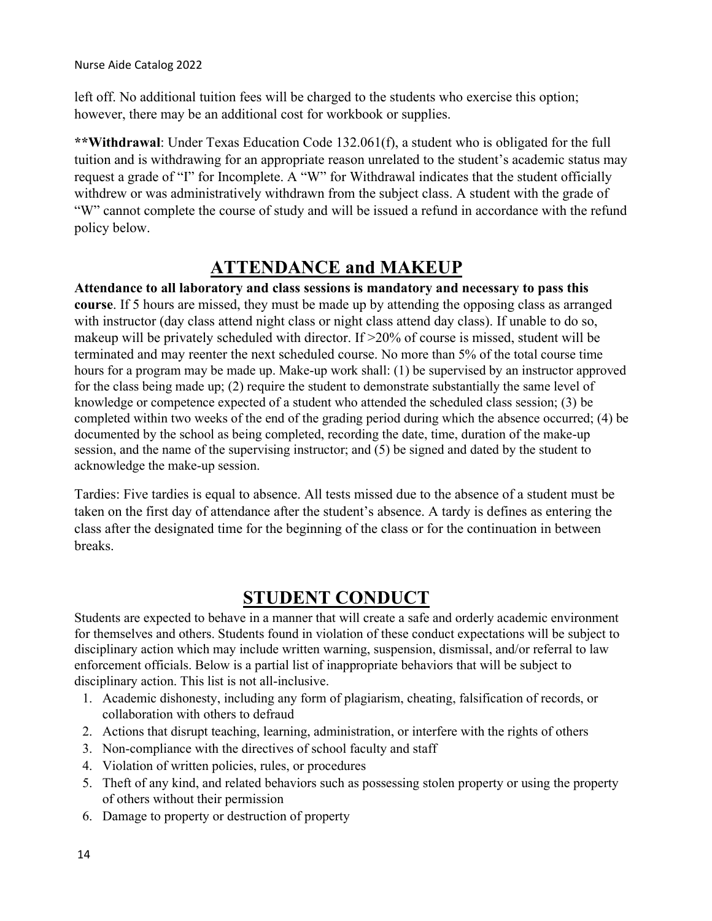left off. No additional tuition fees will be charged to the students who exercise this option; however, there may be an additional cost for workbook or supplies.

****Withdrawal**: Under Texas Education Code 132.061(f), a student who is obligated for the full tuition and is withdrawing for an appropriate reason unrelated to the student's academic status may request a grade of "I" for Incomplete. A "W" for Withdrawal indicates that the student officially withdrew or was administratively withdrawn from the subject class. A student with the grade of "W" cannot complete the course of study and will be issued a refund in accordance with the refund policy below.

## ATTENDANCE and MAKEUP

**Attendance to all laboratory and class sessions is mandatory and necessary to pass this course**. If 5 hours are missed, they must be made up by attending the opposing class as arranged with instructor (day class attend night class or night class attend day class). If unable to do so, makeup will be privately scheduled with director. If >20% of course is missed, student will be terminated and may reenter the next scheduled course. No more than 5% of the total course time hours for a program may be made up. Make-up work shall: (1) be supervised by an instructor approved for the class being made up; (2) require the student to demonstrate substantially the same level of knowledge or competence expected of a student who attended the scheduled class session; (3) be completed within two weeks of the end of the grading period during which the absence occurred; (4) be documented by the school as being completed, recording the date, time, duration of the make-up session, and the name of the supervising instructor; and (5) be signed and dated by the student to acknowledge the make-up session.

Tardies: Five tardies is equal to absence. All tests missed due to the absence of a student must be taken on the first day of attendance after the student's absence. A tardy is defines as entering the class after the designated time for the beginning of the class or for the continuation in between breaks.

## STUDENT CONDUCT

Students are expected to behave in a manner that will create a safe and orderly academic environment for themselves and others. Students found in violation of these conduct expectations will be subject to disciplinary action which may include written warning, suspension, dismissal, and/or referral to law enforcement officials. Below is a partial list of inappropriate behaviors that will be subject to disciplinary action. This list is not all-inclusive.

1. Academic dishonesty, including any form of plagiarism, cheating, falsification of records, or collaboration with others to defraud
2. Actions that disrupt teaching, learning, administration, or interfere with the rights of others
3. Non-compliance with the directives of school faculty and staff
4. Violation of written policies, rules, or procedures
5. Theft of any kind, and related behaviors such as possessing stolen property or using the property of others without their permission
6. Damage to property or destruction of property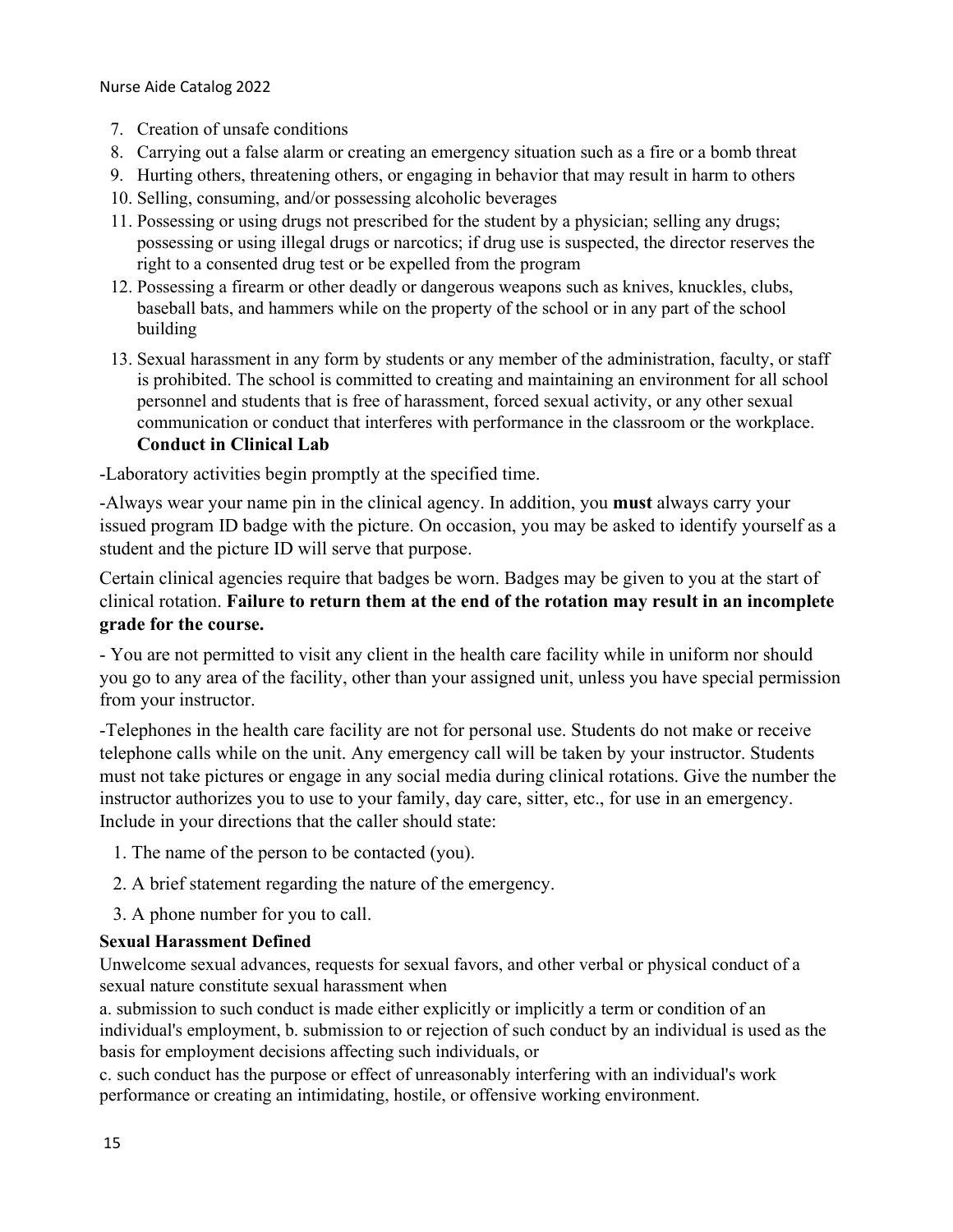7. Creation of unsafe conditions
8. Carrying out a false alarm or creating an emergency situation such as a fire or a bomb threat
9. Hurting others, threatening others, or engaging in behavior that may result in harm to others
10. Selling, consuming, and/or possessing alcoholic beverages
11. Possessing or using drugs not prescribed for the student by a physician; selling any drugs; possessing or using illegal drugs or narcotics; if drug use is suspected, the director reserves the right to a consented drug test or be expelled from the program
12. Possessing a firearm or other deadly or dangerous weapons such as knives, knuckles, clubs, baseball bats, and hammers while on the property of the school or in any part of the school building
13. Sexual harassment in any form by students or any member of the administration, faculty, or staff is prohibited. The school is committed to creating and maintaining an environment for all school personnel and students that is free of harassment, forced sexual activity, or any other sexual communication or conduct that interferes with performance in the classroom or the workplace.

**Conduct in Clinical Lab**

-Laboratory activities begin promptly at the specified time.

-Always wear your name pin in the clinical agency. In addition, you **must** always carry your issued program ID badge with the picture. On occasion, you may be asked to identify yourself as a student and the picture ID will serve that purpose.

Certain clinical agencies require that badges be worn. Badges may be given to you at the start of clinical rotation. **Failure to return them at the end of the rotation may result in an incomplete grade for the course.**

- You are not permitted to visit any client in the health care facility while in uniform nor should you go to any area of the facility, other than your assigned unit, unless you have special permission from your instructor.

-Telephones in the health care facility are not for personal use. Students do not make or receive telephone calls while on the unit. Any emergency call will be taken by your instructor. Students must not take pictures or engage in any social media during clinical rotations. Give the number the instructor authorizes you to use to your family, day care, sitter, etc., for use in an emergency. Include in your directions that the caller should state:

1. The name of the person to be contacted (you).
2. A brief statement regarding the nature of the emergency.
3. A phone number for you to call.

**Sexual Harassment Defined**

Unwelcome sexual advances, requests for sexual favors, and other verbal or physical conduct of a sexual nature constitute sexual harassment when

a. submission to such conduct is made either explicitly or implicitly a term or condition of an individual's employment, b. submission to or rejection of such conduct by an individual is used as the basis for employment decisions affecting such individuals, or

c. such conduct has the purpose or effect of unreasonably interfering with an individual's work performance or creating an intimidating, hostile, or offensive working environment.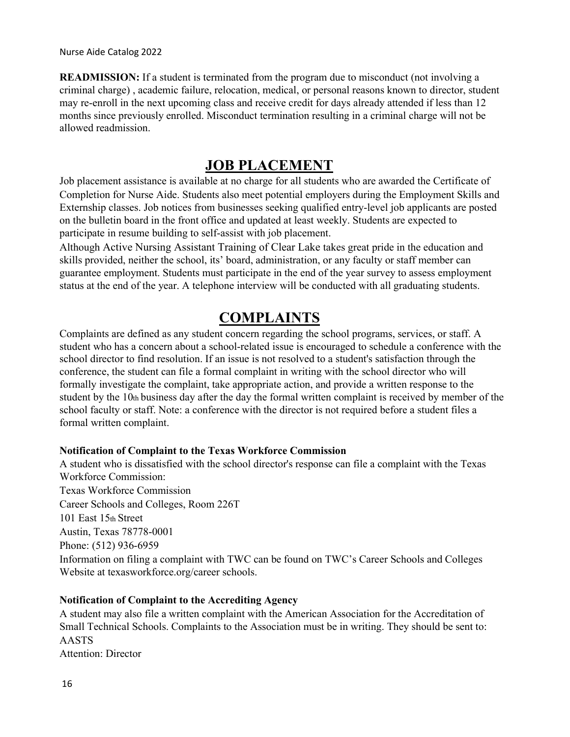**READMISSION:** If a student is terminated from the program due to misconduct (not involving a criminal charge) , academic failure, relocation, medical, or personal reasons known to director, student may re-enroll in the next upcoming class and receive credit for days already attended if less than 12 months since previously enrolled. Misconduct termination resulting in a criminal charge will not be allowed readmission.

# JOB PLACEMENT

Job placement assistance is available at no charge for all students who are awarded the Certificate of Completion for Nurse Aide. Students also meet potential employers during the Employment Skills and Externship classes. Job notices from businesses seeking qualified entry-level job applicants are posted on the bulletin board in the front office and updated at least weekly. Students are expected to participate in resume building to self-assist with job placement.

Although Active Nursing Assistant Training of Clear Lake takes great pride in the education and skills provided, neither the school, its' board, administration, or any faculty or staff member can guarantee employment. Students must participate in the end of the year survey to assess employment status at the end of the year. A telephone interview will be conducted with all graduating students.

# COMPLAINTS

Complaints are defined as any student concern regarding the school programs, services, or staff. A student who has a concern about a school-related issue is encouraged to schedule a conference with the school director to find resolution. If an issue is not resolved to a student's satisfaction through the conference, the student can file a formal complaint in writing with the school director who will formally investigate the complaint, take appropriate action, and provide a written response to the student by the 10th business day after the day the formal written complaint is received by member of the school faculty or staff. Note: a conference with the director is not required before a student files a formal written complaint.

### Notification of Complaint to the Texas Workforce Commission

A student who is dissatisfied with the school director's response can file a complaint with the Texas Workforce Commission:

Texas Workforce Commission
Career Schools and Colleges, Room 226T
101 East 15th Street
Austin, Texas 78778-0001
Phone: (512) 936-6959

Information on filing a complaint with TWC can be found on TWC's Career Schools and Colleges Website at texasworkforce.org/career schools.

### Notification of Complaint to the Accrediting Agency

A student may also file a written complaint with the American Association for the Accreditation of Small Technical Schools. Complaints to the Association must be in writing. They should be sent to:

AASTS
Attention: Director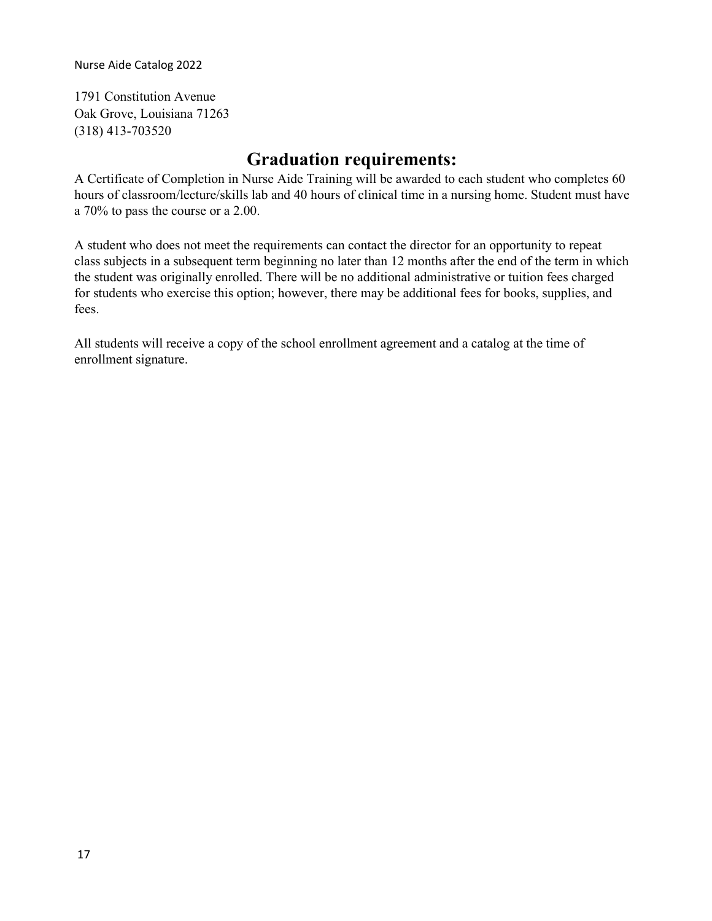1791 Constitution Avenue
Oak Grove, Louisiana 71263
(318) 413-703520

## Graduation requirements:

A Certificate of Completion in Nurse Aide Training will be awarded to each student who completes 60 hours of classroom/lecture/skills lab and 40 hours of clinical time in a nursing home. Student must have a 70% to pass the course or a 2.00.

A student who does not meet the requirements can contact the director for an opportunity to repeat class subjects in a subsequent term beginning no later than 12 months after the end of the term in which the student was originally enrolled. There will be no additional administrative or tuition fees charged for students who exercise this option; however, there may be additional fees for books, supplies, and fees.

All students will receive a copy of the school enrollment agreement and a catalog at the time of enrollment signature.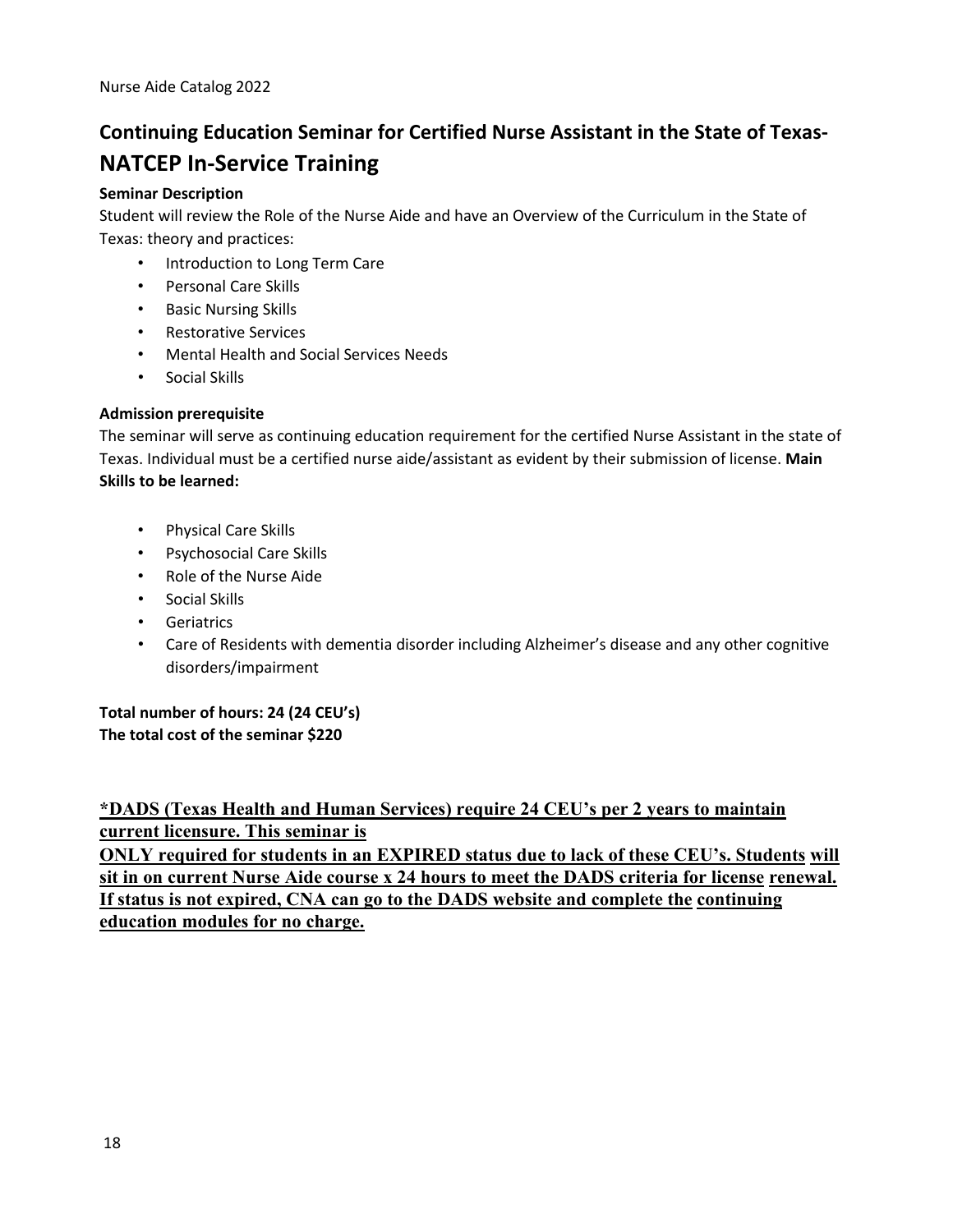## Continuing Education Seminar for Certified Nurse Assistant in the State of Texas- NATCEP In-Service Training

**Seminar Description**

Student will review the Role of the Nurse Aide and have an Overview of the Curriculum in the State of Texas: theory and practices:

- Introduction to Long Term Care
- Personal Care Skills
- Basic Nursing Skills
- Restorative Services
- Mental Health and Social Services Needs
- Social Skills

**Admission prerequisite**

The seminar will serve as continuing education requirement for the certified Nurse Assistant in the state of Texas. Individual must be a certified nurse aide/assistant as evident by their submission of license. **Main Skills to be learned:**

- Physical Care Skills
- Psychosocial Care Skills
- Role of the Nurse Aide
- Social Skills
- Geriatrics
- Care of Residents with dementia disorder including Alzheimer's disease and any other cognitive disorders/impairment

**Total number of hours: 24 (24 CEU's)**
**The total cost of the seminar $220**

**\*DADS (Texas Health and Human Services) require 24 CEU's per 2 years to maintain current licensure. This seminar is ONLY required for students in an EXPIRED status due to lack of these CEU's. Students will sit in on current Nurse Aide course x 24 hours to meet the DADS criteria for license renewal. If status is not expired, CNA can go to the DADS website and complete the continuing education modules for no charge.**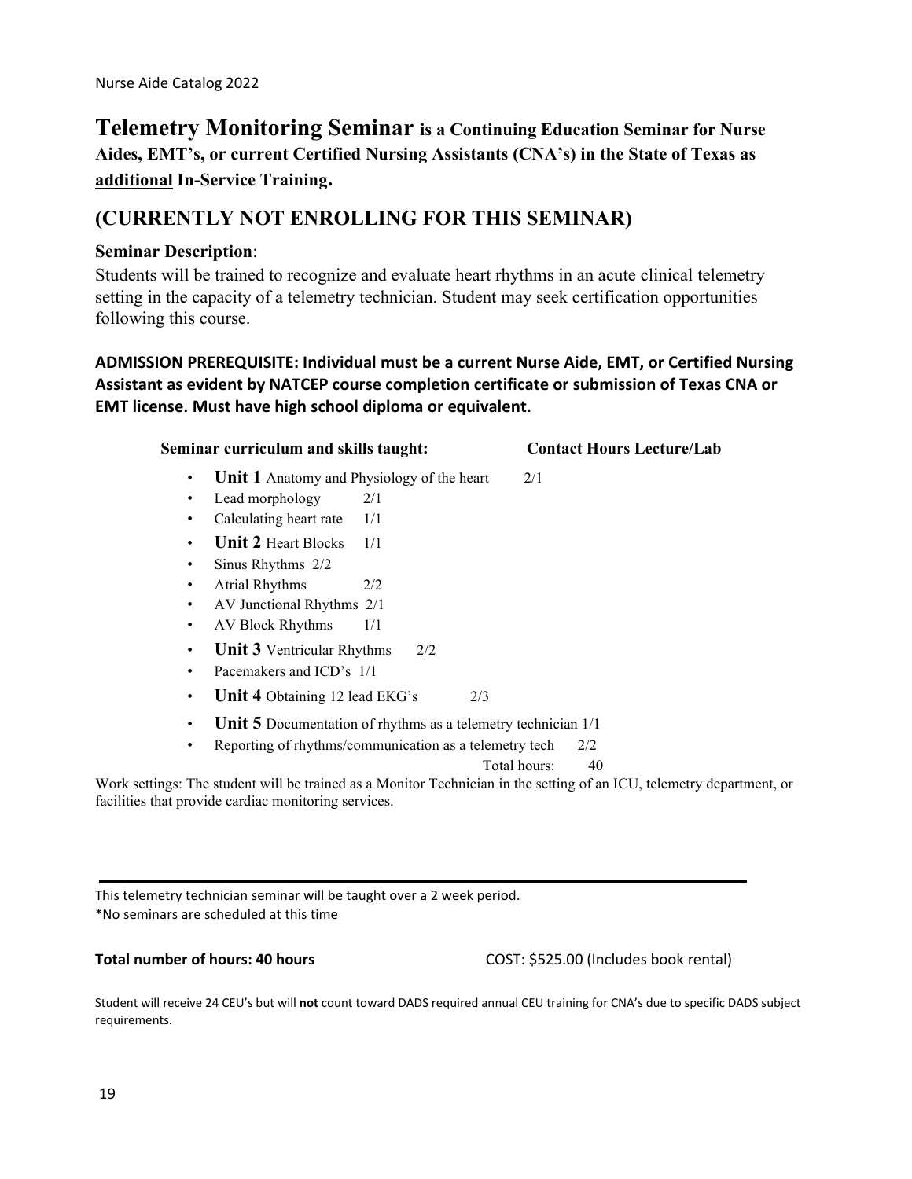# **Telemetry Monitoring Seminar** is a Continuing Education Seminar for Nurse Aides, EMT's, or current Certified Nursing Assistants (CNA's) in the State of Texas as additional In-Service Training.

## (CURRENTLY NOT ENROLLING FOR THIS SEMINAR)

**Seminar Description**:

Students will be trained to recognize and evaluate heart rhythms in an acute clinical telemetry setting in the capacity of a telemetry technician. Student may seek certification opportunities following this course.

**ADMISSION PREREQUISITE: Individual must be a current Nurse Aide, EMT, or Certified Nursing Assistant as evident by NATCEP course completion certificate or submission of Texas CNA or EMT license. Must have high school diploma or equivalent.**

| Seminar curriculum and skills taught: | Contact Hours Lecture/Lab |
|---|---|
| **Unit 1** Anatomy and Physiology of the heart | 2/1 |
| Lead morphology | 2/1 |
| Calculating heart rate | 1/1 |
| **Unit 2** Heart Blocks | 1/1 |
| Sinus Rhythms | 2/2 |
| Atrial Rhythms | 2/2 |
| AV Junctional Rhythms | 2/1 |
| AV Block Rhythms | 1/1 |
| **Unit 3** Ventricular Rhythms | 2/2 |
| Pacemakers and ICD's | 1/1 |
| **Unit 4** Obtaining 12 lead EKG's | 2/3 |
| **Unit 5** Documentation of rhythms as a telemetry technician | 1/1 |
| Reporting of rhythms/communication as a telemetry tech | 2/2 |
| Total hours: | 40 |

Work settings: The student will be trained as a Monitor Technician in the setting of an ICU, telemetry department, or facilities that provide cardiac monitoring services.

---

This telemetry technician seminar will be taught over a 2 week period.
*No seminars are scheduled at this time

**Total number of hours: 40 hours** COST: $525.00 (Includes book rental)

Student will receive 24 CEU's but will **not** count toward DADS required annual CEU training for CNA's due to specific DADS subject requirements.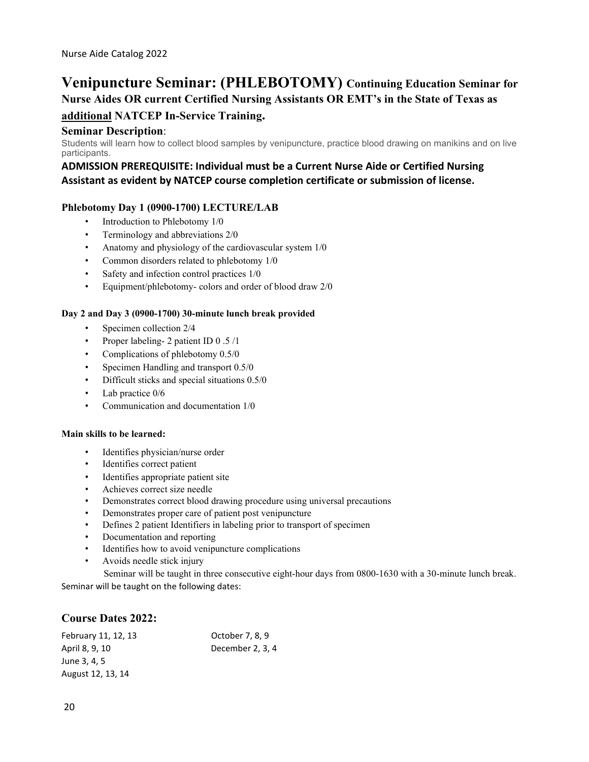# Venipuncture Seminar: (PHLEBOTOMY) Continuing Education Seminar for Nurse Aides OR current Certified Nursing Assistants OR EMT's in the State of Texas as additional NATCEP In-Service Training.

## Seminar Description:

Students will learn how to collect blood samples by venipuncture, practice blood drawing on manikins and on live participants.

**ADMISSION PREREQUISITE: Individual must be a Current Nurse Aide or Certified Nursing Assistant as evident by NATCEP course completion certificate or submission of license.**

### Phlebotomy Day 1 (0900-1700) LECTURE/LAB

- Introduction to Phlebotomy 1/0
- Terminology and abbreviations 2/0
- Anatomy and physiology of the cardiovascular system 1/0
- Common disorders related to phlebotomy 1/0
- Safety and infection control practices 1/0
- Equipment/phlebotomy- colors and order of blood draw 2/0

#### Day 2 and Day 3 (0900-1700) 30-minute lunch break provided

- Specimen collection 2/4
- Proper labeling- 2 patient ID 0 .5 /1
- Complications of phlebotomy 0.5/0
- Specimen Handling and transport 0.5/0
- Difficult sticks and special situations 0.5/0
- Lab practice 0/6
- Communication and documentation 1/0

#### Main skills to be learned:

- Identifies physician/nurse order
- Identifies correct patient
- Identifies appropriate patient site
- Achieves correct size needle
- Demonstrates correct blood drawing procedure using universal precautions
- Demonstrates proper care of patient post venipuncture
- Defines 2 patient Identifiers in labeling prior to transport of specimen
- Documentation and reporting
- Identifies how to avoid venipuncture complications
- Avoids needle stick injury

Seminar will be taught in three consecutive eight-hour days from 0800-1630 with a 30-minute lunch break.

Seminar will be taught on the following dates:

## Course Dates 2022:

February 11, 12, 13
April 8, 9, 10
June 3, 4, 5
August 12, 13, 14
October 7, 8, 9
December 2, 3, 4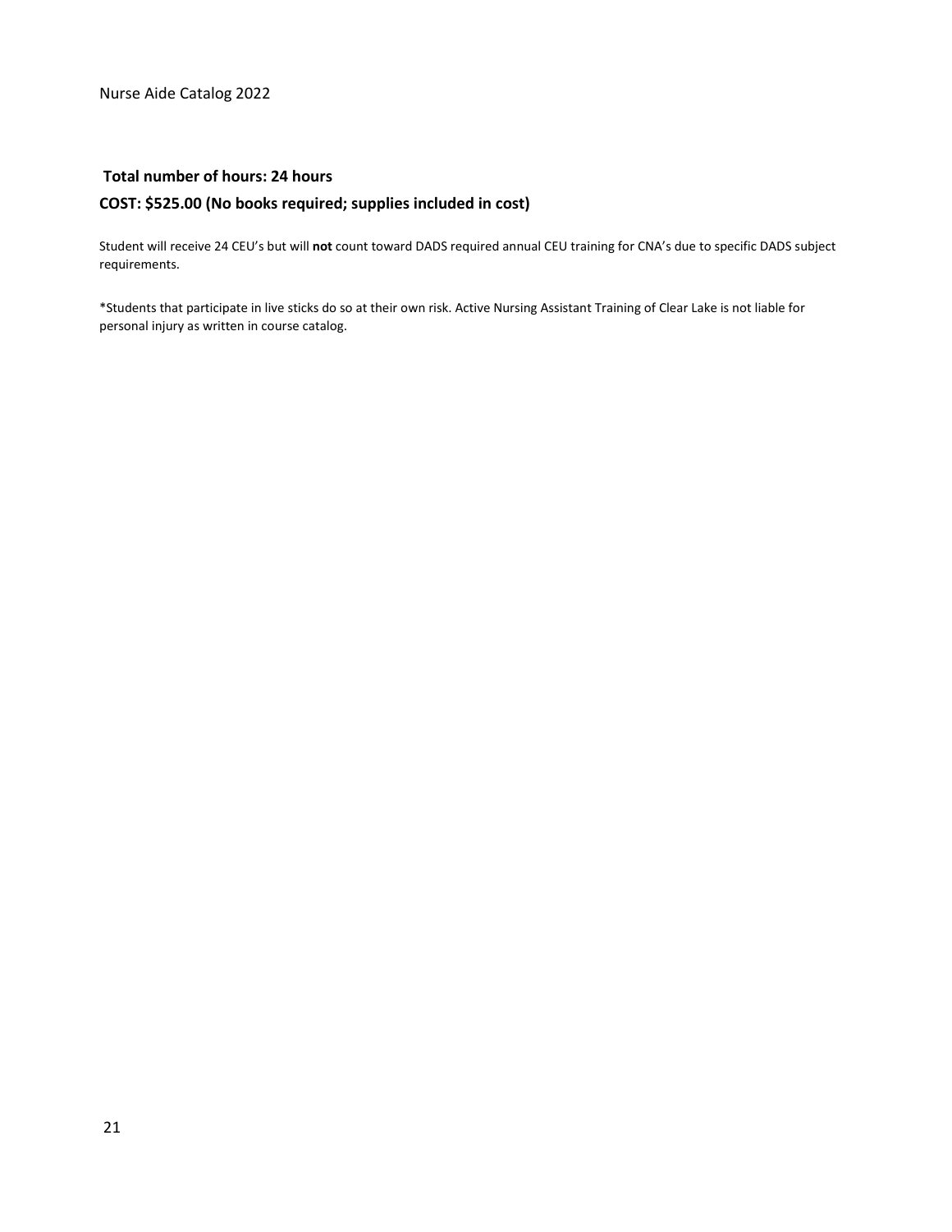**Total number of hours: 24 hours**

**COST: $525.00 (No books required; supplies included in cost)**

Student will receive 24 CEU's but will **not** count toward DADS required annual CEU training for CNA's due to specific DADS subject requirements.

*Students that participate in live sticks do so at their own risk. Active Nursing Assistant Training of Clear Lake is not liable for personal injury as written in course catalog.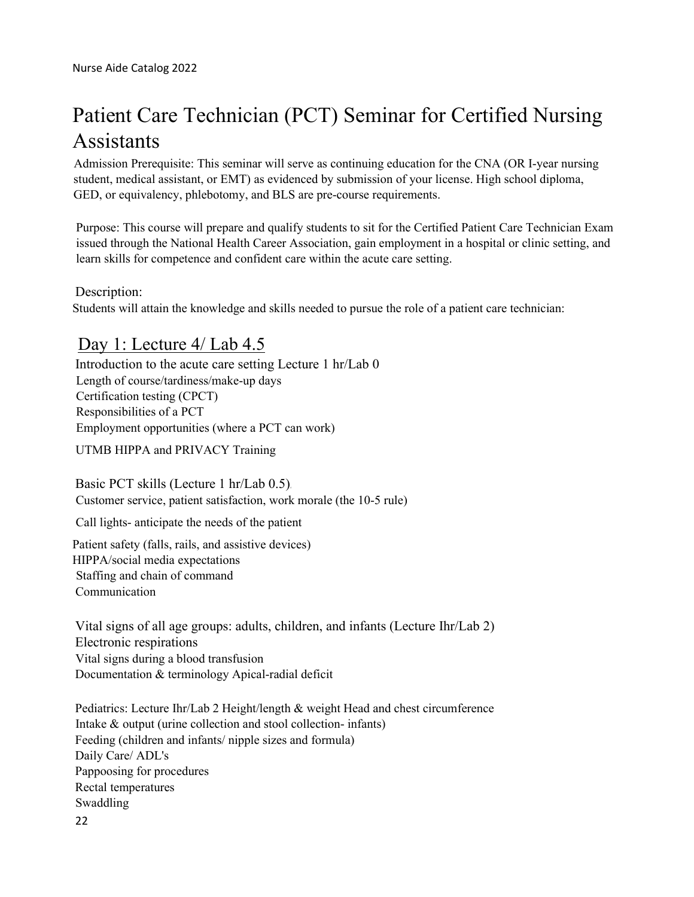# Patient Care Technician (PCT) Seminar for Certified Nursing Assistants

Admission Prerequisite: This seminar will serve as continuing education for the CNA (OR I-year nursing student, medical assistant, or EMT) as evidenced by submission of your license. High school diploma, GED, or equivalency, phlebotomy, and BLS are pre-course requirements.

Purpose: This course will prepare and qualify students to sit for the Certified Patient Care Technician Exam issued through the National Health Career Association, gain employment in a hospital or clinic setting, and learn skills for competence and confident care within the acute care setting.

Description:

Students will attain the knowledge and skills needed to pursue the role of a patient care technician:

## Day 1: Lecture 4/ Lab 4.5

Introduction to the acute care setting Lecture 1 hr/Lab 0
Length of course/tardiness/make-up days
Certification testing (CPCT)
Responsibilities of a PCT
Employment opportunities (where a PCT can work)

UTMB HIPPA and PRIVACY Training

Basic PCT skills (Lecture 1 hr/Lab 0.5)
Customer service, patient satisfaction, work morale (the 10-5 rule)

Call lights- anticipate the needs of the patient

Patient safety (falls, rails, and assistive devices)
HIPPA/social media expectations
Staffing and chain of command
Communication

Vital signs of all age groups: adults, children, and infants (Lecture Ihr/Lab 2)
Electronic respirations
Vital signs during a blood transfusion
Documentation & terminology Apical-radial deficit

Pediatrics: Lecture Ihr/Lab 2 Height/length & weight Head and chest circumference
Intake & output (urine collection and stool collection- infants)
Feeding (children and infants/ nipple sizes and formula)
Daily Care/ ADL's
Pappoosing for procedures
Rectal temperatures
Swaddling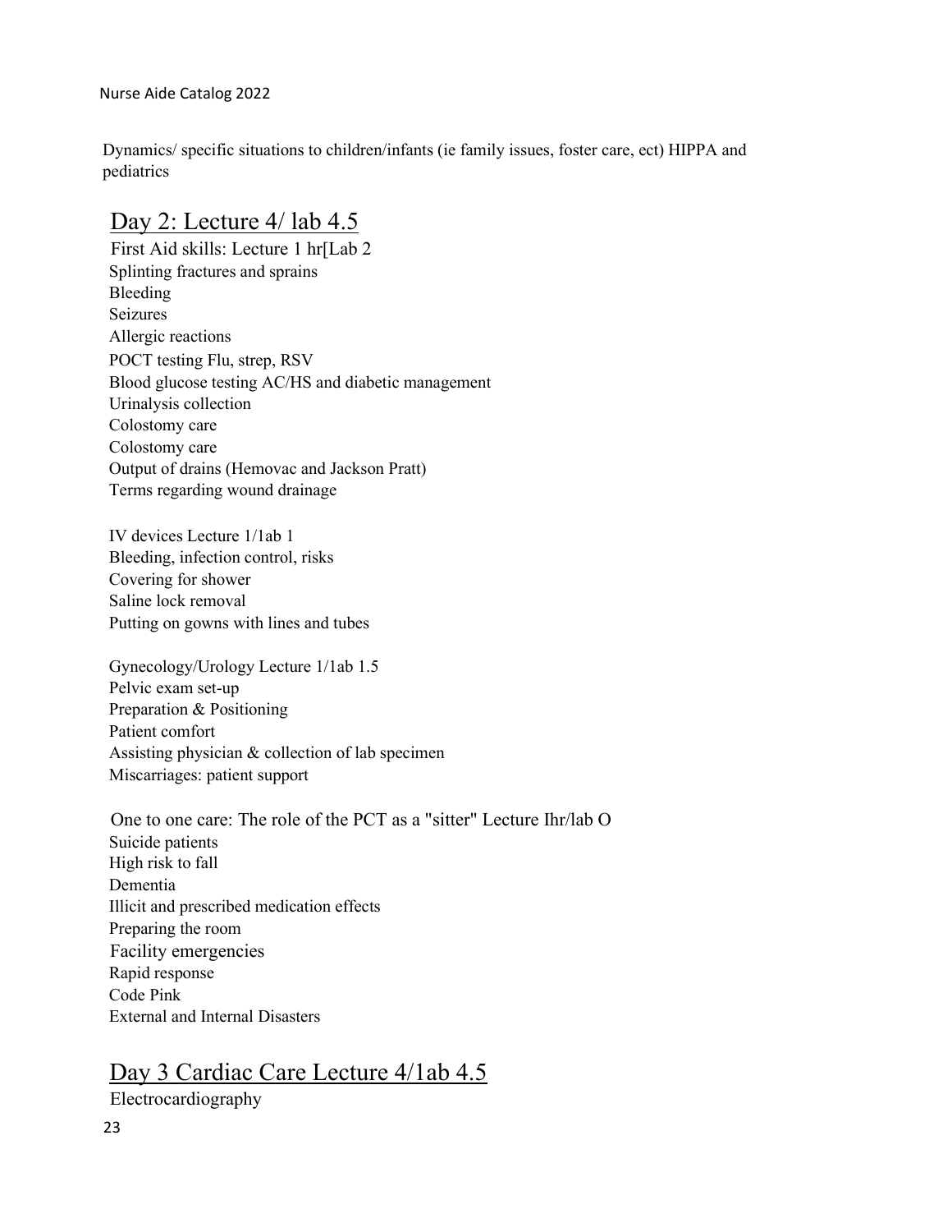Dynamics/ specific situations to children/infants (ie family issues, foster care, ect) HIPPA and pediatrics

## Day 2: Lecture 4/ lab 4.5

First Aid skills: Lecture 1 hr[Lab 2

Splinting fractures and sprains

Bleeding

Seizures

Allergic reactions

POCT testing Flu, strep, RSV

Blood glucose testing AC/HS and diabetic management

Urinalysis collection

Colostomy care

Colostomy care

Output of drains (Hemovac and Jackson Pratt)

Terms regarding wound drainage

IV devices Lecture 1/1ab 1

Bleeding, infection control, risks

Covering for shower

Saline lock removal

Putting on gowns with lines and tubes

Gynecology/Urology Lecture 1/1ab 1.5

Pelvic exam set-up

Preparation & Positioning

Patient comfort

Assisting physician & collection of lab specimen

Miscarriages: patient support

One to one care: The role of the PCT as a "sitter" Lecture Ihr/lab O

Suicide patients

High risk to fall

Dementia

Illicit and prescribed medication effects

Preparing the room

Facility emergencies

Rapid response

Code Pink

External and Internal Disasters

## Day 3 Cardiac Care Lecture 4/1ab 4.5

Electrocardiography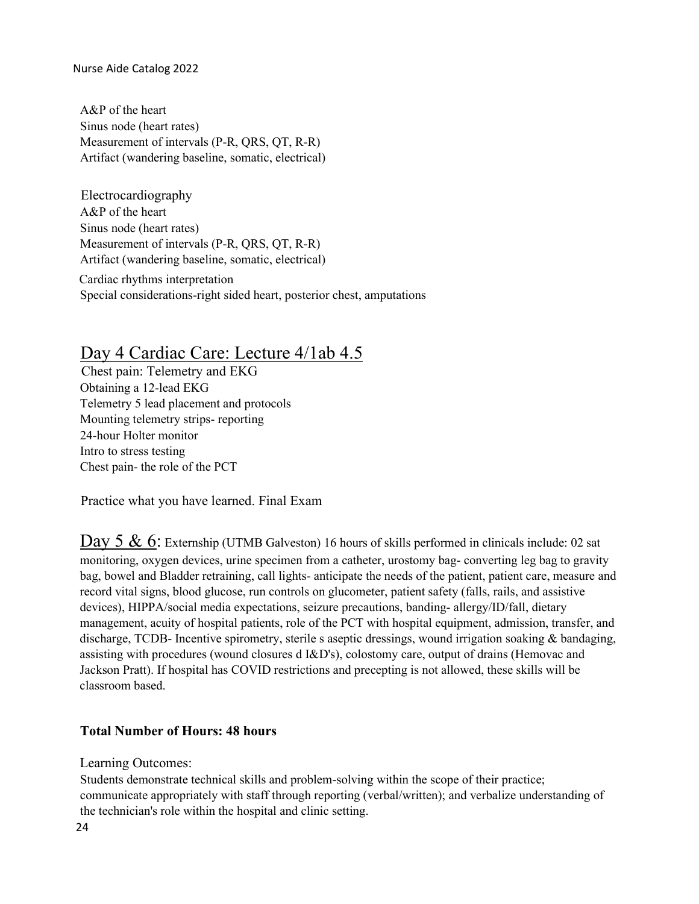A&P of the heart
Sinus node (heart rates)
Measurement of intervals (P-R, QRS, QT, R-R)
Artifact (wandering baseline, somatic, electrical)

Electrocardiography
A&P of the heart
Sinus node (heart rates)
Measurement of intervals (P-R, QRS, QT, R-R)
Artifact (wandering baseline, somatic, electrical)
Cardiac rhythms interpretation
Special considerations-right sided heart, posterior chest, amputations

## Day 4 Cardiac Care: Lecture 4/1ab 4.5

Chest pain: Telemetry and EKG
Obtaining a 12-lead EKG
Telemetry 5 lead placement and protocols
Mounting telemetry strips- reporting
24-hour Holter monitor
Intro to stress testing
Chest pain- the role of the PCT

Practice what you have learned. Final Exam

## Day 5 & 6:

Externship (UTMB Galveston) 16 hours of skills performed in clinicals include: 02 sat monitoring, oxygen devices, urine specimen from a catheter, urostomy bag- converting leg bag to gravity bag, bowel and Bladder retraining, call lights- anticipate the needs of the patient, patient care, measure and record vital signs, blood glucose, run controls on glucometer, patient safety (falls, rails, and assistive devices), HIPPA/social media expectations, seizure precautions, banding- allergy/ID/fall, dietary management, acuity of hospital patients, role of the PCT with hospital equipment, admission, transfer, and discharge, TCDB- Incentive spirometry, sterile s aseptic dressings, wound irrigation soaking & bandaging, assisting with procedures (wound closures d I&D's), colostomy care, output of drains (Hemovac and Jackson Pratt). If hospital has COVID restrictions and precepting is not allowed, these skills will be classroom based.

**Total Number of Hours: 48 hours**

Learning Outcomes:
Students demonstrate technical skills and problem-solving within the scope of their practice; communicate appropriately with staff through reporting (verbal/written); and verbalize understanding of the technician's role within the hospital and clinic setting.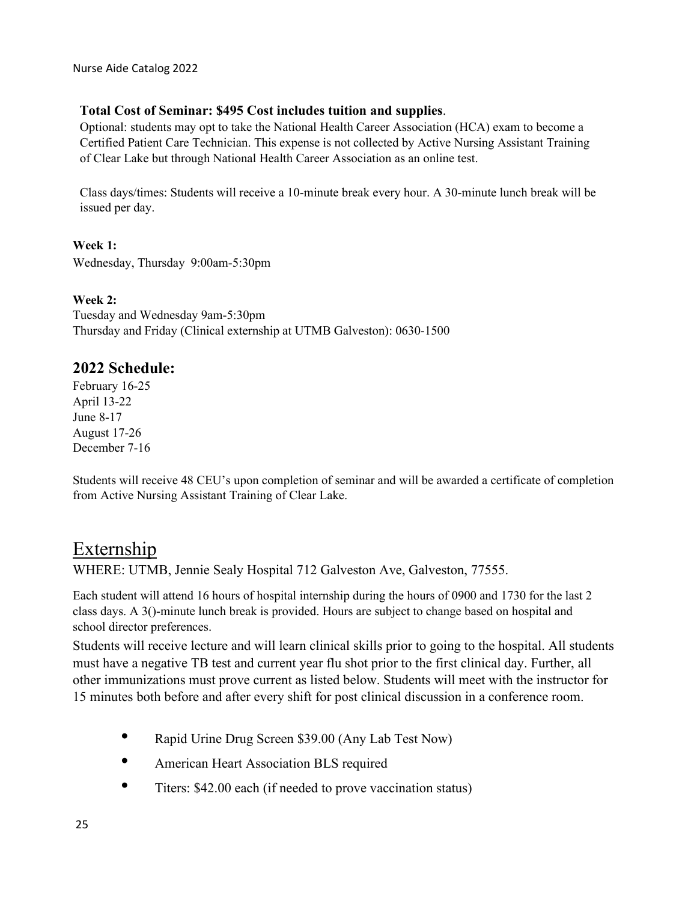**Total Cost of Seminar: $495 Cost includes tuition and supplies**.

Optional: students may opt to take the National Health Career Association (HCA) exam to become a Certified Patient Care Technician. This expense is not collected by Active Nursing Assistant Training of Clear Lake but through National Health Career Association as an online test.

Class days/times: Students will receive a 10-minute break every hour. A 30-minute lunch break will be issued per day.

**Week 1:**

Wednesday, Thursday 9:00am-5:30pm

**Week 2:**

Tuesday and Wednesday 9am-5:30pm

Thursday and Friday (Clinical externship at UTMB Galveston): 0630-1500

## 2022 Schedule:

February 16-25

April 13-22

June 8-17

August 17-26

December 7-16

Students will receive 48 CEU's upon completion of seminar and will be awarded a certificate of completion from Active Nursing Assistant Training of Clear Lake.

# Externship

WHERE: UTMB, Jennie Sealy Hospital 712 Galveston Ave, Galveston, 77555.

Each student will attend 16 hours of hospital internship during the hours of 0900 and 1730 for the last 2 class days. A 3()-minute lunch break is provided. Hours are subject to change based on hospital and school director preferences.

Students will receive lecture and will learn clinical skills prior to going to the hospital. All students must have a negative TB test and current year flu shot prior to the first clinical day. Further, all other immunizations must prove current as listed below. Students will meet with the instructor for 15 minutes both before and after every shift for post clinical discussion in a conference room.

- Rapid Urine Drug Screen $39.00 (Any Lab Test Now)
- American Heart Association BLS required
- Titers: $42.00 each (if needed to prove vaccination status)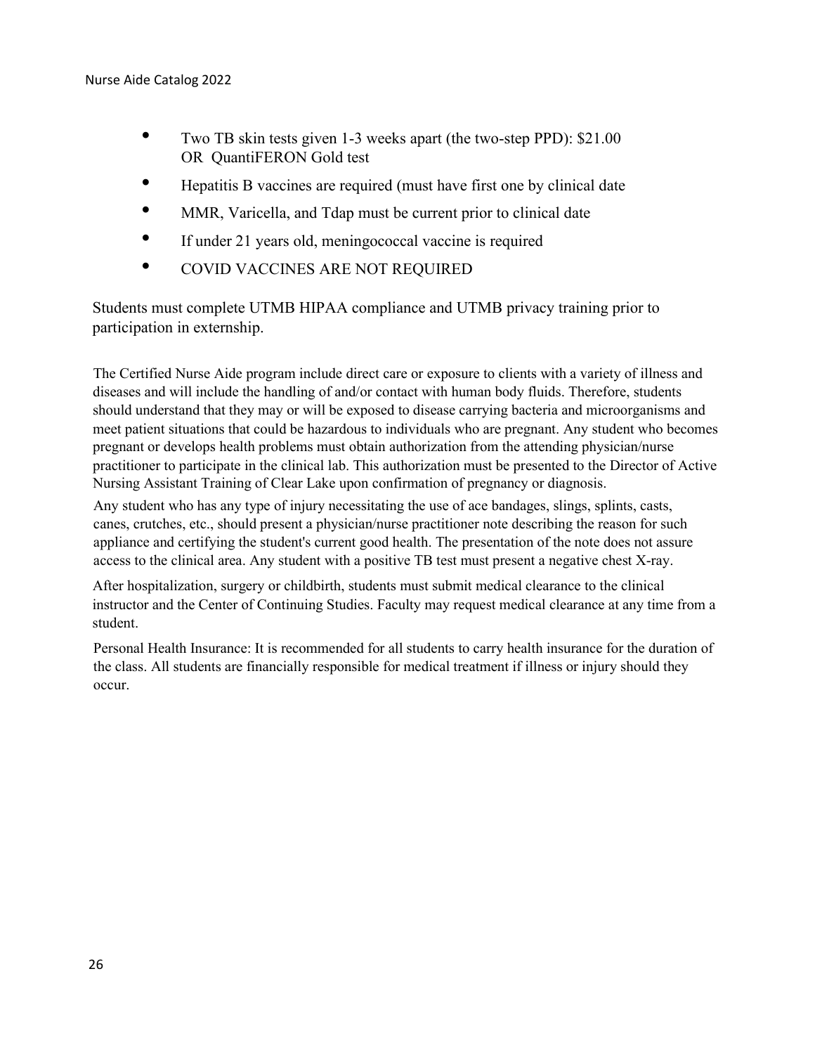- Two TB skin tests given 1-3 weeks apart (the two-step PPD): $21.00 OR QuantiFERON Gold test
- Hepatitis B vaccines are required (must have first one by clinical date
- MMR, Varicella, and Tdap must be current prior to clinical date
- If under 21 years old, meningococcal vaccine is required
- COVID VACCINES ARE NOT REQUIRED

Students must complete UTMB HIPAA compliance and UTMB privacy training prior to participation in externship.

The Certified Nurse Aide program include direct care or exposure to clients with a variety of illness and diseases and will include the handling of and/or contact with human body fluids. Therefore, students should understand that they may or will be exposed to disease carrying bacteria and microorganisms and meet patient situations that could be hazardous to individuals who are pregnant. Any student who becomes pregnant or develops health problems must obtain authorization from the attending physician/nurse practitioner to participate in the clinical lab. This authorization must be presented to the Director of Active Nursing Assistant Training of Clear Lake upon confirmation of pregnancy or diagnosis.

Any student who has any type of injury necessitating the use of ace bandages, slings, splints, casts, canes, crutches, etc., should present a physician/nurse practitioner note describing the reason for such appliance and certifying the student's current good health. The presentation of the note does not assure access to the clinical area. Any student with a positive TB test must present a negative chest X-ray.

After hospitalization, surgery or childbirth, students must submit medical clearance to the clinical instructor and the Center of Continuing Studies. Faculty may request medical clearance at any time from a student.

Personal Health Insurance: It is recommended for all students to carry health insurance for the duration of the class. All students are financially responsible for medical treatment if illness or injury should they occur.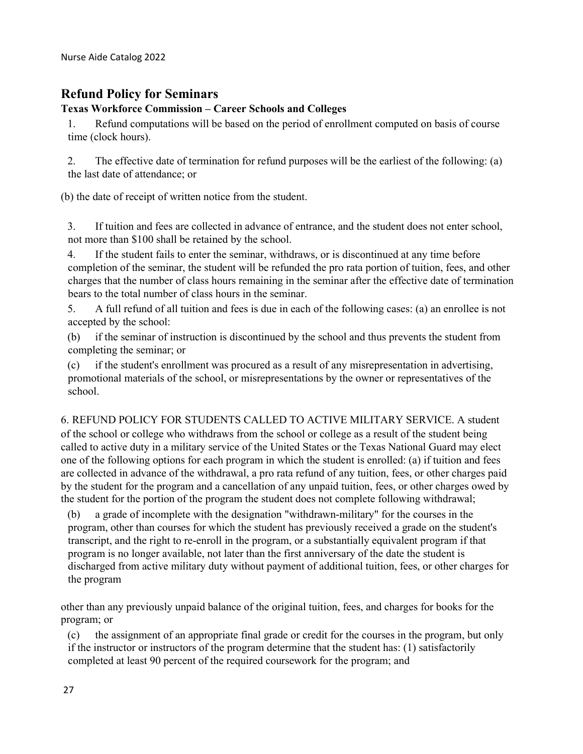## Refund Policy for Seminars

### Texas Workforce Commission – Career Schools and Colleges

1. Refund computations will be based on the period of enrollment computed on basis of course time (clock hours).

2. The effective date of termination for refund purposes will be the earliest of the following: (a) the last date of attendance; or

(b) the date of receipt of written notice from the student.

3. If tuition and fees are collected in advance of entrance, and the student does not enter school, not more than $100 shall be retained by the school.

4. If the student fails to enter the seminar, withdraws, or is discontinued at any time before completion of the seminar, the student will be refunded the pro rata portion of tuition, fees, and other charges that the number of class hours remaining in the seminar after the effective date of termination bears to the total number of class hours in the seminar.

5. A full refund of all tuition and fees is due in each of the following cases: (a) an enrollee is not accepted by the school:

(b) if the seminar of instruction is discontinued by the school and thus prevents the student from completing the seminar; or

(c) if the student's enrollment was procured as a result of any misrepresentation in advertising, promotional materials of the school, or misrepresentations by the owner or representatives of the school.

6. REFUND POLICY FOR STUDENTS CALLED TO ACTIVE MILITARY SERVICE. A student of the school or college who withdraws from the school or college as a result of the student being called to active duty in a military service of the United States or the Texas National Guard may elect one of the following options for each program in which the student is enrolled: (a) if tuition and fees are collected in advance of the withdrawal, a pro rata refund of any tuition, fees, or other charges paid by the student for the program and a cancellation of any unpaid tuition, fees, or other charges owed by the student for the portion of the program the student does not complete following withdrawal;

(b) a grade of incomplete with the designation "withdrawn-military" for the courses in the program, other than courses for which the student has previously received a grade on the student's transcript, and the right to re-enroll in the program, or a substantially equivalent program if that program is no longer available, not later than the first anniversary of the date the student is discharged from active military duty without payment of additional tuition, fees, or other charges for the program

other than any previously unpaid balance of the original tuition, fees, and charges for books for the program; or

(c) the assignment of an appropriate final grade or credit for the courses in the program, but only if the instructor or instructors of the program determine that the student has: (1) satisfactorily completed at least 90 percent of the required coursework for the program; and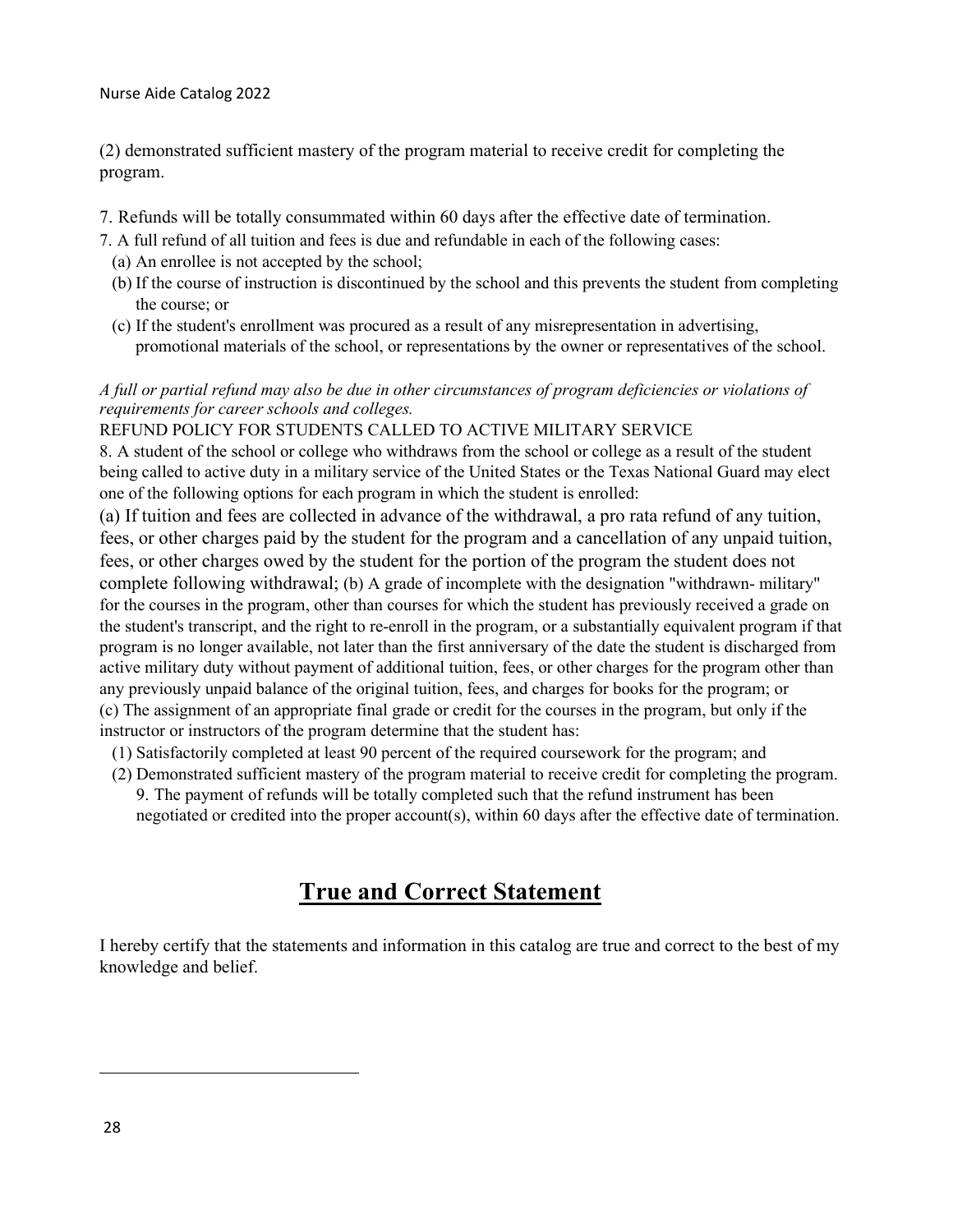(2) demonstrated sufficient mastery of the program material to receive credit for completing the program.

7. Refunds will be totally consummated within 60 days after the effective date of termination.

7. A full refund of all tuition and fees is due and refundable in each of the following cases:

(a) An enrollee is not accepted by the school;

(b) If the course of instruction is discontinued by the school and this prevents the student from completing the course; or

(c) If the student's enrollment was procured as a result of any misrepresentation in advertising, promotional materials of the school, or representations by the owner or representatives of the school.

*A full or partial refund may also be due in other circumstances of program deficiencies or violations of requirements for career schools and colleges.*

REFUND POLICY FOR STUDENTS CALLED TO ACTIVE MILITARY SERVICE

8. A student of the school or college who withdraws from the school or college as a result of the student being called to active duty in a military service of the United States or the Texas National Guard may elect one of the following options for each program in which the student is enrolled:

(a) If tuition and fees are collected in advance of the withdrawal, a pro rata refund of any tuition, fees, or other charges paid by the student for the program and a cancellation of any unpaid tuition, fees, or other charges owed by the student for the portion of the program the student does not complete following withdrawal; (b) A grade of incomplete with the designation "withdrawn- military" for the courses in the program, other than courses for which the student has previously received a grade on the student's transcript, and the right to re-enroll in the program, or a substantially equivalent program if that program is no longer available, not later than the first anniversary of the date the student is discharged from active military duty without payment of additional tuition, fees, or other charges for the program other than any previously unpaid balance of the original tuition, fees, and charges for books for the program; or

(c) The assignment of an appropriate final grade or credit for the courses in the program, but only if the instructor or instructors of the program determine that the student has:

(1) Satisfactorily completed at least 90 percent of the required coursework for the program; and

(2) Demonstrated sufficient mastery of the program material to receive credit for completing the program.

9. The payment of refunds will be totally completed such that the refund instrument has been negotiated or credited into the proper account(s), within 60 days after the effective date of termination.

# True and Correct Statement

I hereby certify that the statements and information in this catalog are true and correct to the best of my knowledge and belief.

______________________________